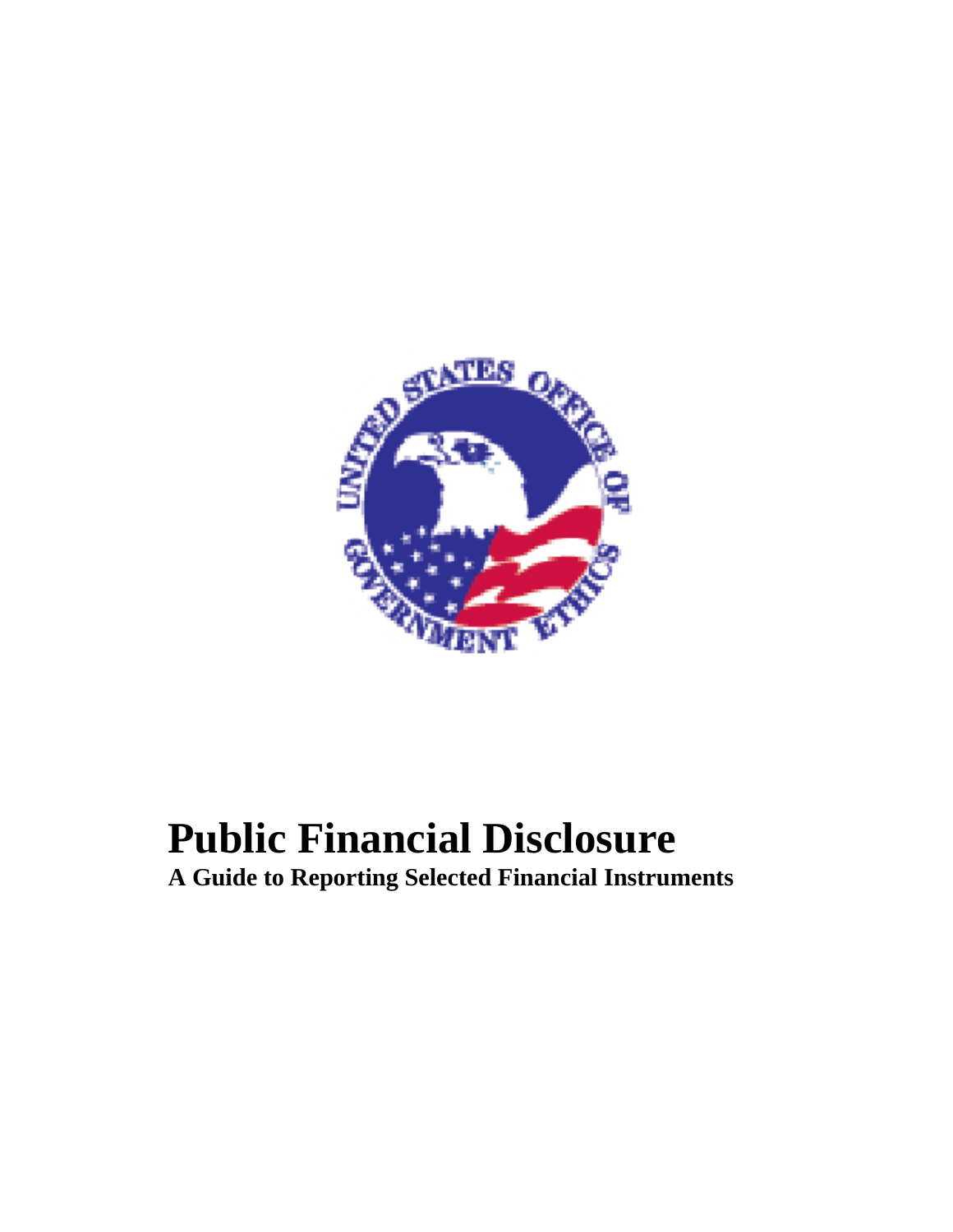# Public Financial Disclosure

**A Guide to Reporting Selected Financial Instruments**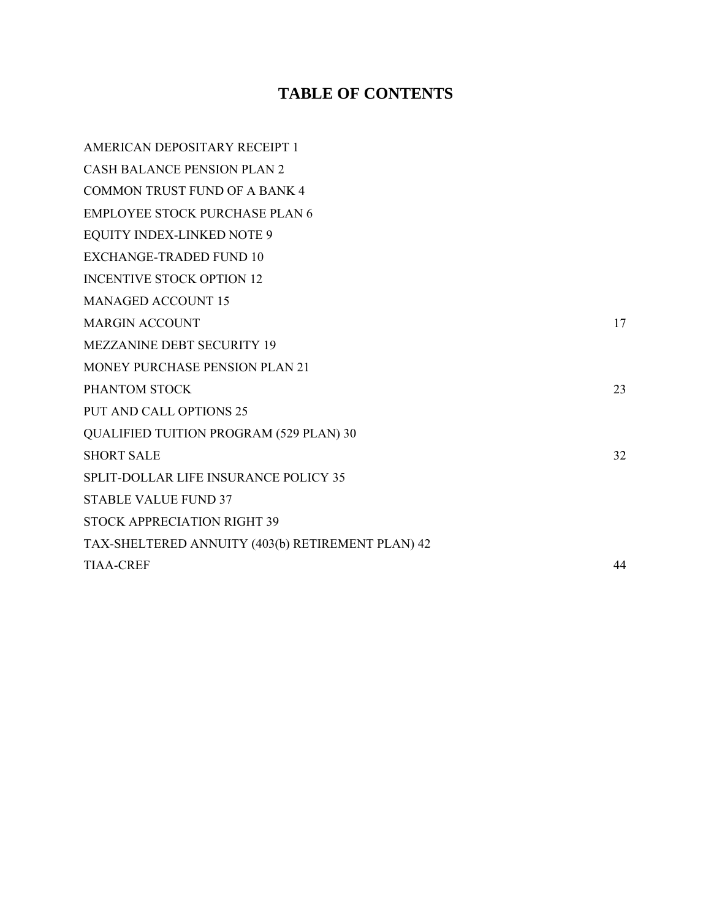# TABLE OF CONTENTS

AMERICAN DEPOSITARY RECEIPT 1

CASH BALANCE PENSION PLAN 2

COMMON TRUST FUND OF A BANK 4

EMPLOYEE STOCK PURCHASE PLAN 6

EQUITY INDEX-LINKED NOTE 9

EXCHANGE-TRADED FUND 10

INCENTIVE STOCK OPTION 12

MANAGED ACCOUNT 15

MARGIN ACCOUNT 17

MEZZANINE DEBT SECURITY 19

MONEY PURCHASE PENSION PLAN 21

PHANTOM STOCK 23

PUT AND CALL OPTIONS 25

QUALIFIED TUITION PROGRAM (529 PLAN) 30

SHORT SALE 32

SPLIT-DOLLAR LIFE INSURANCE POLICY 35

STABLE VALUE FUND 37

STOCK APPRECIATION RIGHT 39

TAX-SHELTERED ANNUITY (403(b) RETIREMENT PLAN) 42

TIAA-CREF 44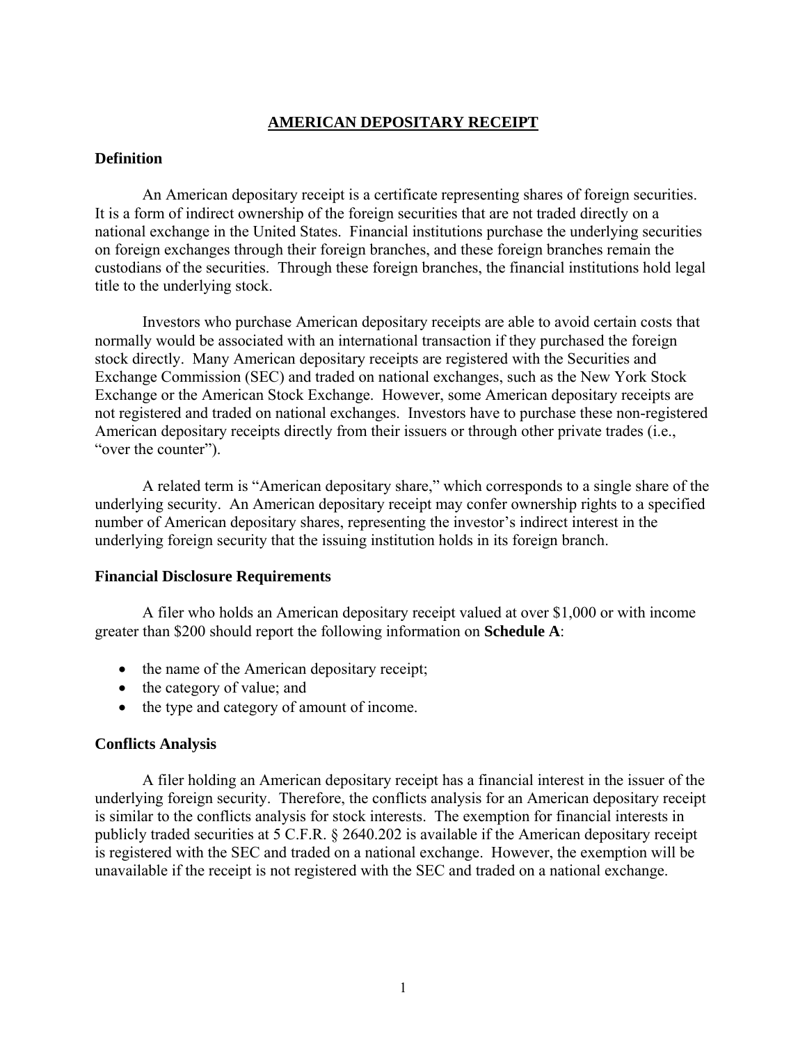# AMERICAN DEPOSITARY RECEIPT

## Definition

An American depositary receipt is a certificate representing shares of foreign securities. It is a form of indirect ownership of the foreign securities that are not traded directly on a national exchange in the United States. Financial institutions purchase the underlying securities on foreign exchanges through their foreign branches, and these foreign branches remain the custodians of the securities. Through these foreign branches, the financial institutions hold legal title to the underlying stock.

Investors who purchase American depositary receipts are able to avoid certain costs that normally would be associated with an international transaction if they purchased the foreign stock directly. Many American depositary receipts are registered with the Securities and Exchange Commission (SEC) and traded on national exchanges, such as the New York Stock Exchange or the American Stock Exchange. However, some American depositary receipts are not registered and traded on national exchanges. Investors have to purchase these non-registered American depositary receipts directly from their issuers or through other private trades (i.e., "over the counter").

A related term is "American depositary share," which corresponds to a single share of the underlying security. An American depositary receipt may confer ownership rights to a specified number of American depositary shares, representing the investor's indirect interest in the underlying foreign security that the issuing institution holds in its foreign branch.

## Financial Disclosure Requirements

A filer who holds an American depositary receipt valued at over $1,000 or with income greater than $200 should report the following information on **Schedule A**:

- the name of the American depositary receipt;
- the category of value; and
- the type and category of amount of income.

## Conflicts Analysis

A filer holding an American depositary receipt has a financial interest in the issuer of the underlying foreign security. Therefore, the conflicts analysis for an American depositary receipt is similar to the conflicts analysis for stock interests. The exemption for financial interests in publicly traded securities at 5 C.F.R. § 2640.202 is available if the American depositary receipt is registered with the SEC and traded on a national exchange. However, the exemption will be unavailable if the receipt is not registered with the SEC and traded on a national exchange.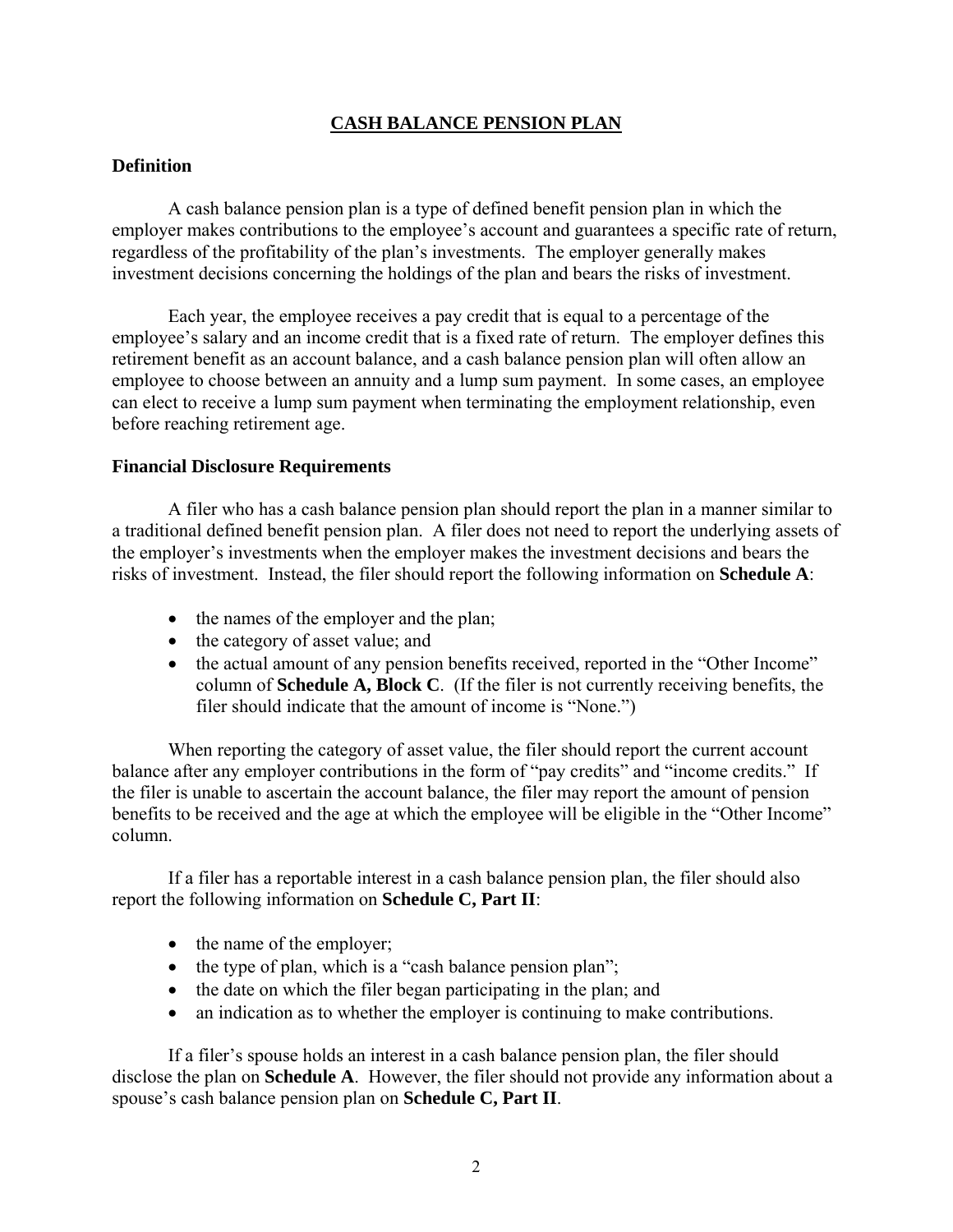## CASH BALANCE PENSION PLAN

### Definition

A cash balance pension plan is a type of defined benefit pension plan in which the employer makes contributions to the employee's account and guarantees a specific rate of return, regardless of the profitability of the plan's investments. The employer generally makes investment decisions concerning the holdings of the plan and bears the risks of investment.

Each year, the employee receives a pay credit that is equal to a percentage of the employee's salary and an income credit that is a fixed rate of return. The employer defines this retirement benefit as an account balance, and a cash balance pension plan will often allow an employee to choose between an annuity and a lump sum payment. In some cases, an employee can elect to receive a lump sum payment when terminating the employment relationship, even before reaching retirement age.

### Financial Disclosure Requirements

A filer who has a cash balance pension plan should report the plan in a manner similar to a traditional defined benefit pension plan. A filer does not need to report the underlying assets of the employer's investments when the employer makes the investment decisions and bears the risks of investment. Instead, the filer should report the following information on **Schedule A**:

- the names of the employer and the plan;
- the category of asset value; and
- the actual amount of any pension benefits received, reported in the "Other Income" column of **Schedule A, Block C**. (If the filer is not currently receiving benefits, the filer should indicate that the amount of income is "None.")

When reporting the category of asset value, the filer should report the current account balance after any employer contributions in the form of "pay credits" and "income credits." If the filer is unable to ascertain the account balance, the filer may report the amount of pension benefits to be received and the age at which the employee will be eligible in the "Other Income" column.

If a filer has a reportable interest in a cash balance pension plan, the filer should also report the following information on **Schedule C, Part II**:

- the name of the employer;
- the type of plan, which is a "cash balance pension plan";
- the date on which the filer began participating in the plan; and
- an indication as to whether the employer is continuing to make contributions.

If a filer's spouse holds an interest in a cash balance pension plan, the filer should disclose the plan on **Schedule A**. However, the filer should not provide any information about a spouse's cash balance pension plan on **Schedule C, Part II**.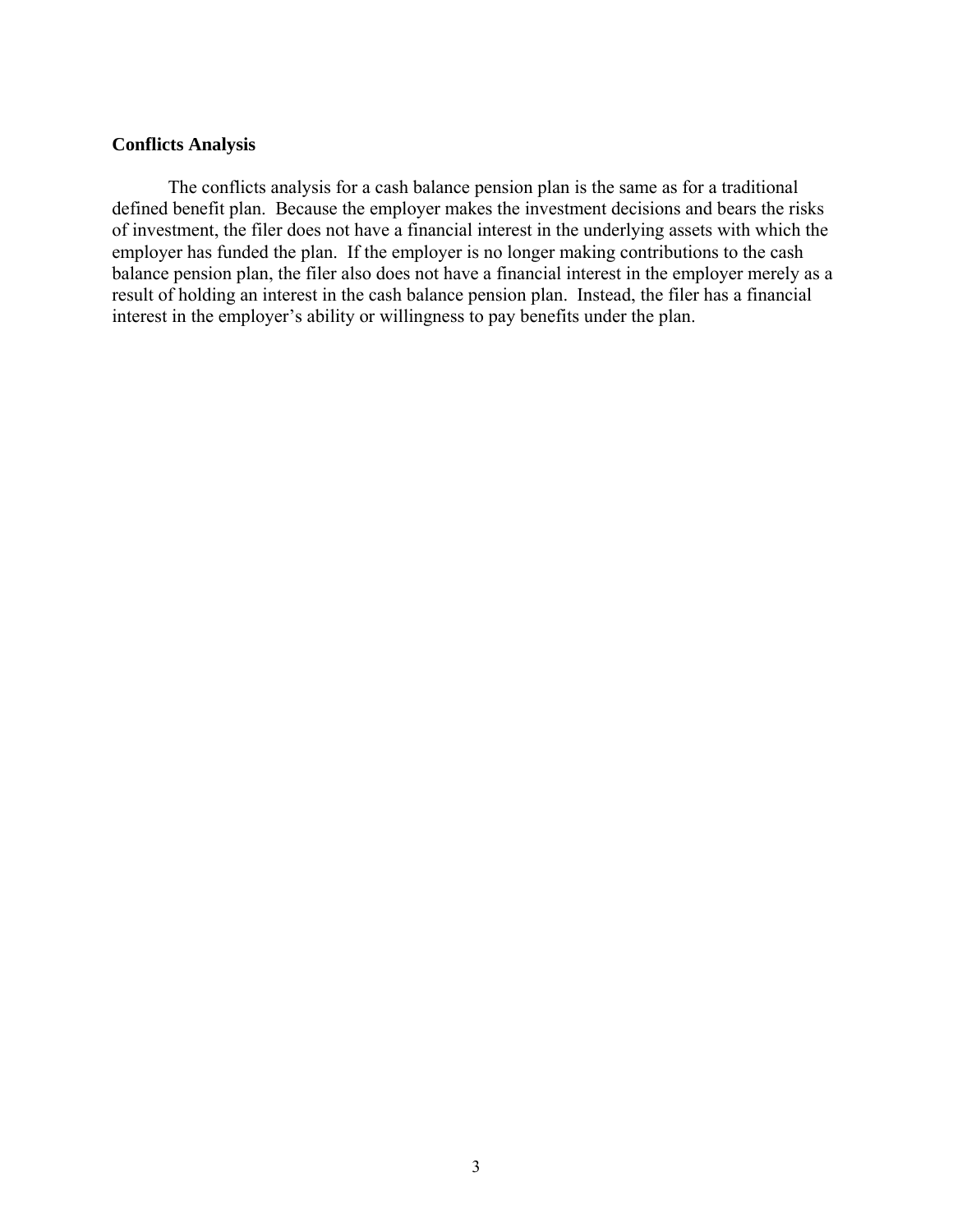**Conflicts Analysis**

The conflicts analysis for a cash balance pension plan is the same as for a traditional defined benefit plan. Because the employer makes the investment decisions and bears the risks of investment, the filer does not have a financial interest in the underlying assets with which the employer has funded the plan. If the employer is no longer making contributions to the cash balance pension plan, the filer also does not have a financial interest in the employer merely as a result of holding an interest in the cash balance pension plan. Instead, the filer has a financial interest in the employer's ability or willingness to pay benefits under the plan.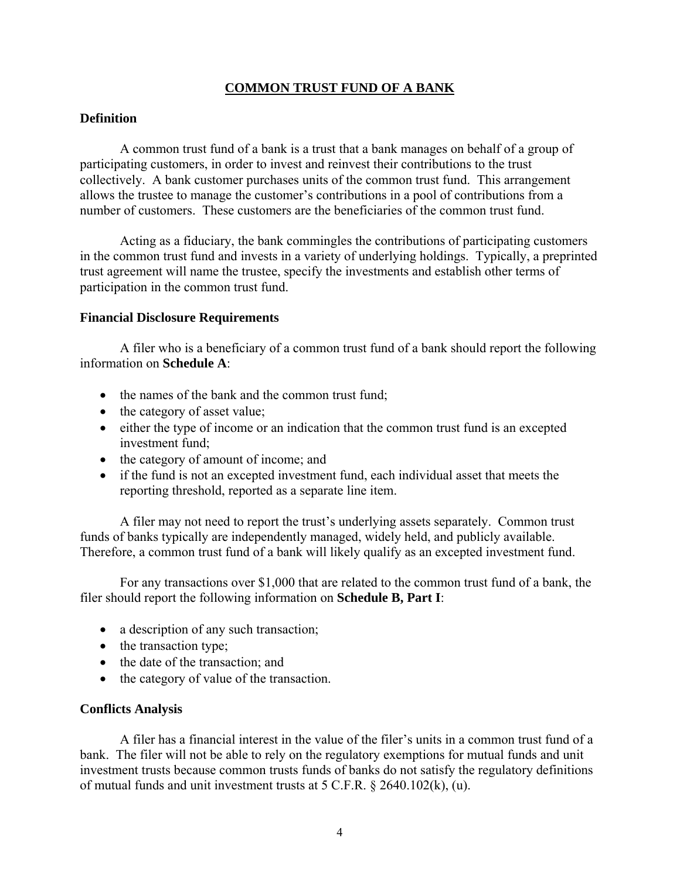## COMMON TRUST FUND OF A BANK

### Definition

A common trust fund of a bank is a trust that a bank manages on behalf of a group of participating customers, in order to invest and reinvest their contributions to the trust collectively. A bank customer purchases units of the common trust fund. This arrangement allows the trustee to manage the customer's contributions in a pool of contributions from a number of customers. These customers are the beneficiaries of the common trust fund.

Acting as a fiduciary, the bank commingles the contributions of participating customers in the common trust fund and invests in a variety of underlying holdings. Typically, a preprinted trust agreement will name the trustee, specify the investments and establish other terms of participation in the common trust fund.

### Financial Disclosure Requirements

A filer who is a beneficiary of a common trust fund of a bank should report the following information on **Schedule A**:

- the names of the bank and the common trust fund;
- the category of asset value;
- either the type of income or an indication that the common trust fund is an excepted investment fund;
- the category of amount of income; and
- if the fund is not an excepted investment fund, each individual asset that meets the reporting threshold, reported as a separate line item.

A filer may not need to report the trust's underlying assets separately. Common trust funds of banks typically are independently managed, widely held, and publicly available. Therefore, a common trust fund of a bank will likely qualify as an excepted investment fund.

For any transactions over $1,000 that are related to the common trust fund of a bank, the filer should report the following information on **Schedule B, Part I**:

- a description of any such transaction;
- the transaction type;
- the date of the transaction; and
- the category of value of the transaction.

### Conflicts Analysis

A filer has a financial interest in the value of the filer's units in a common trust fund of a bank. The filer will not be able to rely on the regulatory exemptions for mutual funds and unit investment trusts because common trusts funds of banks do not satisfy the regulatory definitions of mutual funds and unit investment trusts at 5 C.F.R. § 2640.102(k), (u).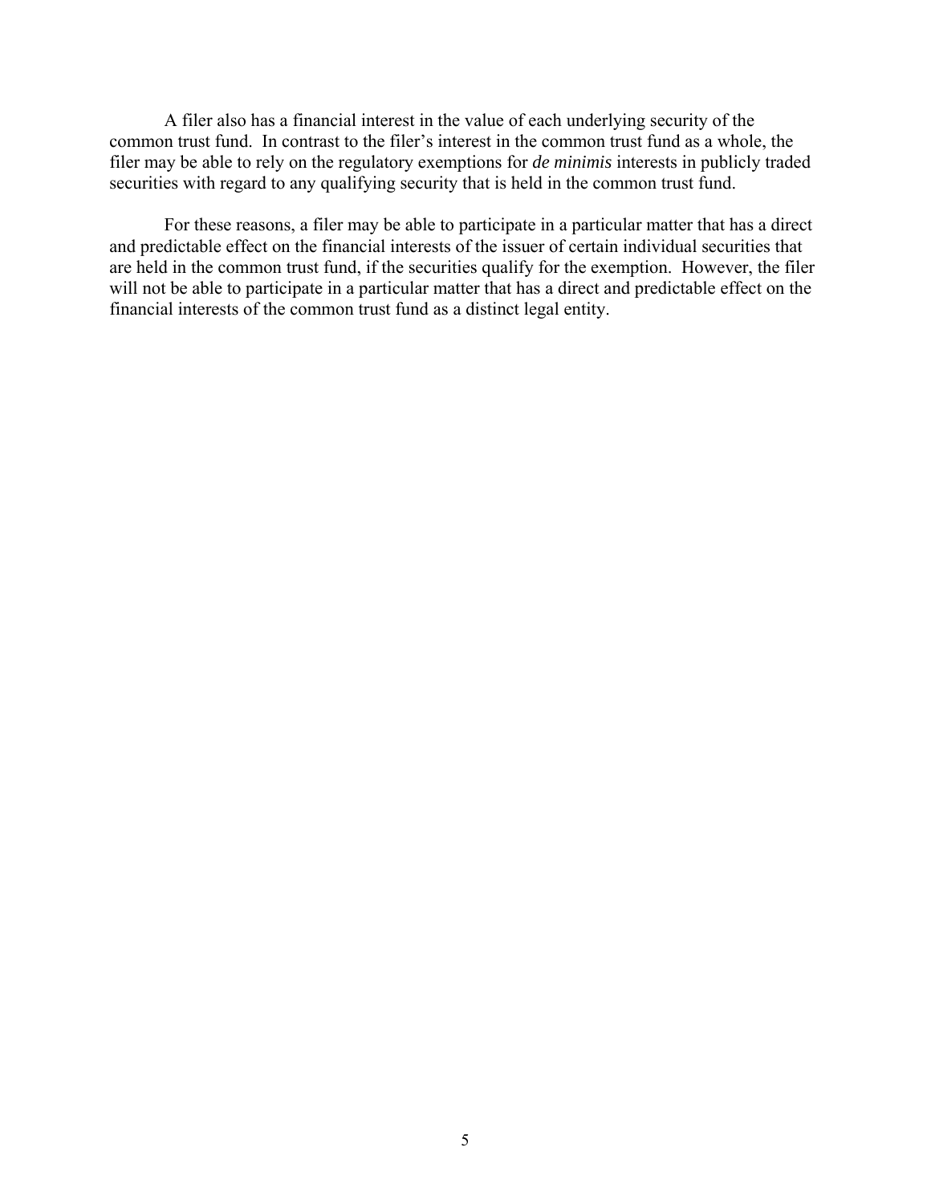A filer also has a financial interest in the value of each underlying security of the common trust fund. In contrast to the filer's interest in the common trust fund as a whole, the filer may be able to rely on the regulatory exemptions for *de minimis* interests in publicly traded securities with regard to any qualifying security that is held in the common trust fund.

For these reasons, a filer may be able to participate in a particular matter that has a direct and predictable effect on the financial interests of the issuer of certain individual securities that are held in the common trust fund, if the securities qualify for the exemption. However, the filer will not be able to participate in a particular matter that has a direct and predictable effect on the financial interests of the common trust fund as a distinct legal entity.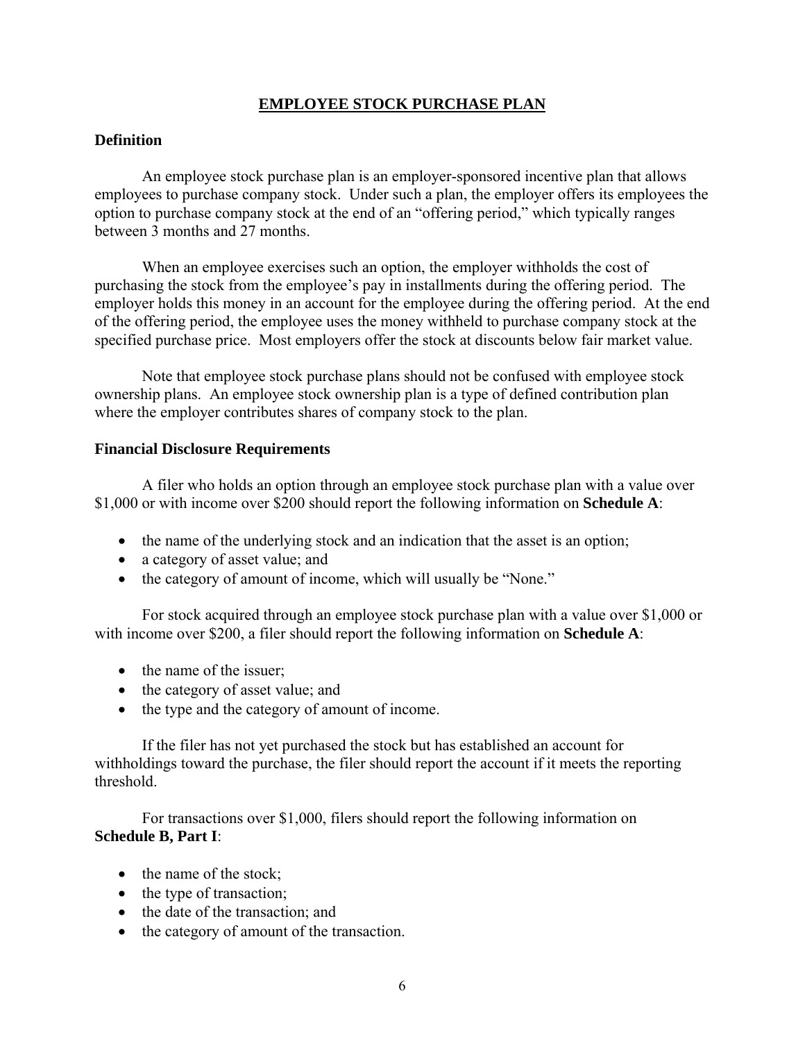## EMPLOYEE STOCK PURCHASE PLAN

### Definition

An employee stock purchase plan is an employer-sponsored incentive plan that allows employees to purchase company stock. Under such a plan, the employer offers its employees the option to purchase company stock at the end of an "offering period," which typically ranges between 3 months and 27 months.

When an employee exercises such an option, the employer withholds the cost of purchasing the stock from the employee's pay in installments during the offering period. The employer holds this money in an account for the employee during the offering period. At the end of the offering period, the employee uses the money withheld to purchase company stock at the specified purchase price. Most employers offer the stock at discounts below fair market value.

Note that employee stock purchase plans should not be confused with employee stock ownership plans. An employee stock ownership plan is a type of defined contribution plan where the employer contributes shares of company stock to the plan.

### Financial Disclosure Requirements

A filer who holds an option through an employee stock purchase plan with a value over $1,000 or with income over $200 should report the following information on **Schedule A**:

- the name of the underlying stock and an indication that the asset is an option;
- a category of asset value; and
- the category of amount of income, which will usually be "None."

For stock acquired through an employee stock purchase plan with a value over $1,000 or with income over $200, a filer should report the following information on **Schedule A**:

- the name of the issuer;
- the category of asset value; and
- the type and the category of amount of income.

If the filer has not yet purchased the stock but has established an account for withholdings toward the purchase, the filer should report the account if it meets the reporting threshold.

For transactions over $1,000, filers should report the following information on **Schedule B, Part I**:

- the name of the stock;
- the type of transaction;
- the date of the transaction; and
- the category of amount of the transaction.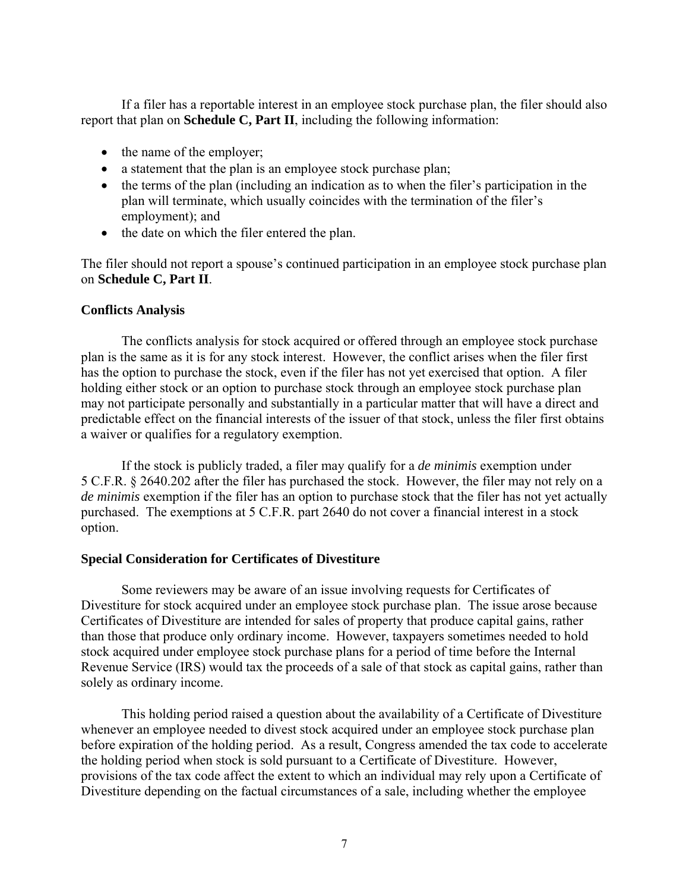If a filer has a reportable interest in an employee stock purchase plan, the filer should also report that plan on **Schedule C, Part II**, including the following information:

- the name of the employer;
- a statement that the plan is an employee stock purchase plan;
- the terms of the plan (including an indication as to when the filer's participation in the plan will terminate, which usually coincides with the termination of the filer's employment); and
- the date on which the filer entered the plan.

The filer should not report a spouse's continued participation in an employee stock purchase plan on **Schedule C, Part II**.

**Conflicts Analysis**

The conflicts analysis for stock acquired or offered through an employee stock purchase plan is the same as it is for any stock interest. However, the conflict arises when the filer first has the option to purchase the stock, even if the filer has not yet exercised that option. A filer holding either stock or an option to purchase stock through an employee stock purchase plan may not participate personally and substantially in a particular matter that will have a direct and predictable effect on the financial interests of the issuer of that stock, unless the filer first obtains a waiver or qualifies for a regulatory exemption.

If the stock is publicly traded, a filer may qualify for a *de minimis* exemption under 5 C.F.R. § 2640.202 after the filer has purchased the stock. However, the filer may not rely on a *de minimis* exemption if the filer has an option to purchase stock that the filer has not yet actually purchased. The exemptions at 5 C.F.R. part 2640 do not cover a financial interest in a stock option.

**Special Consideration for Certificates of Divestiture**

Some reviewers may be aware of an issue involving requests for Certificates of Divestiture for stock acquired under an employee stock purchase plan. The issue arose because Certificates of Divestiture are intended for sales of property that produce capital gains, rather than those that produce only ordinary income. However, taxpayers sometimes needed to hold stock acquired under employee stock purchase plans for a period of time before the Internal Revenue Service (IRS) would tax the proceeds of a sale of that stock as capital gains, rather than solely as ordinary income.

This holding period raised a question about the availability of a Certificate of Divestiture whenever an employee needed to divest stock acquired under an employee stock purchase plan before expiration of the holding period. As a result, Congress amended the tax code to accelerate the holding period when stock is sold pursuant to a Certificate of Divestiture. However, provisions of the tax code affect the extent to which an individual may rely upon a Certificate of Divestiture depending on the factual circumstances of a sale, including whether the employee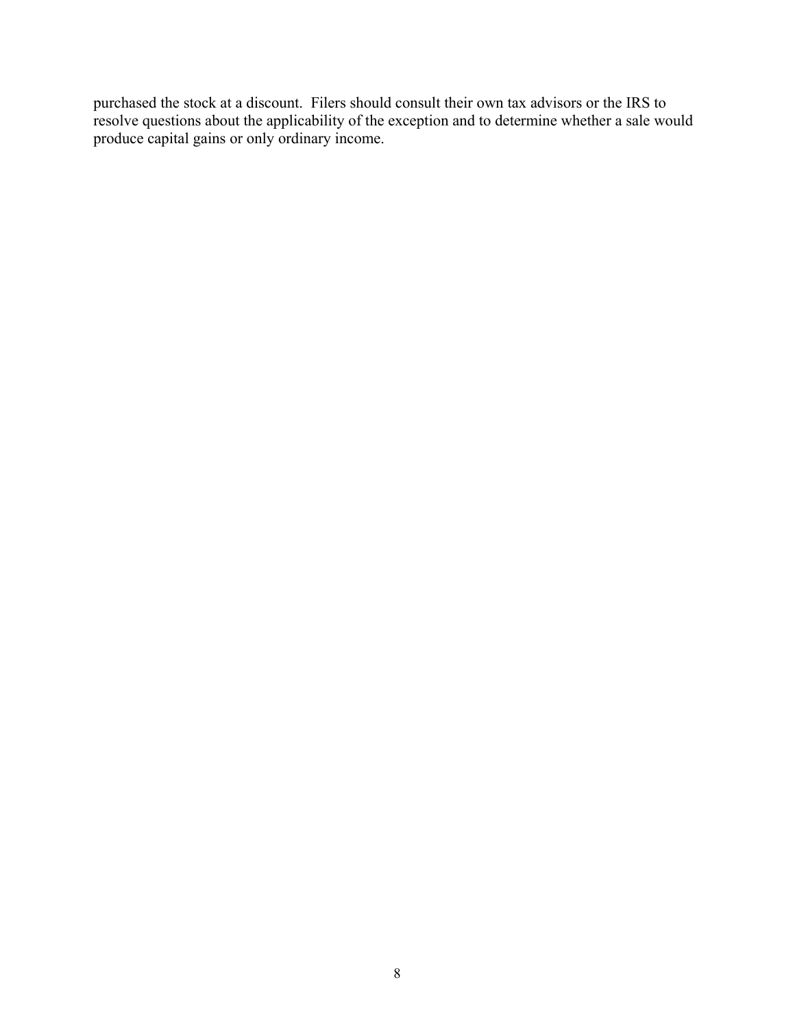purchased the stock at a discount. Filers should consult their own tax advisors or the IRS to resolve questions about the applicability of the exception and to determine whether a sale would produce capital gains or only ordinary income.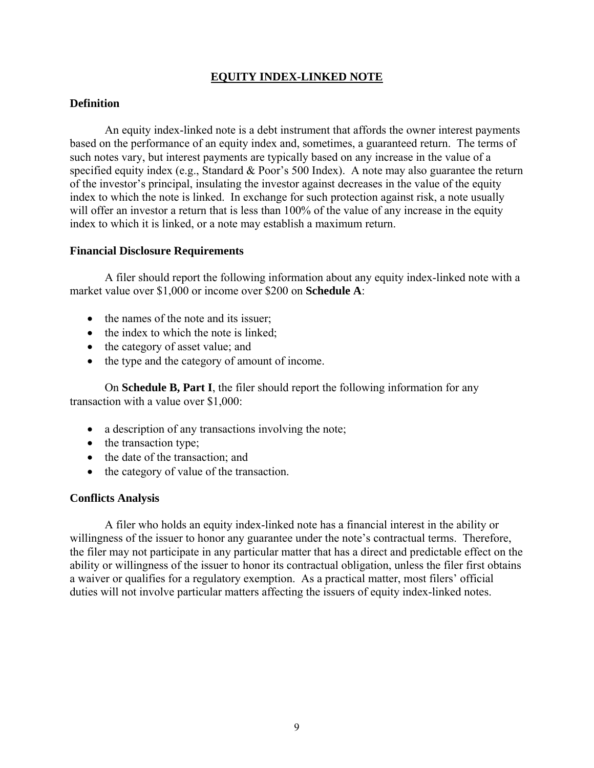# EQUITY INDEX-LINKED NOTE

## Definition

An equity index-linked note is a debt instrument that affords the owner interest payments based on the performance of an equity index and, sometimes, a guaranteed return. The terms of such notes vary, but interest payments are typically based on any increase in the value of a specified equity index (e.g., Standard & Poor's 500 Index). A note may also guarantee the return of the investor's principal, insulating the investor against decreases in the value of the equity index to which the note is linked. In exchange for such protection against risk, a note usually will offer an investor a return that is less than 100% of the value of any increase in the equity index to which it is linked, or a note may establish a maximum return.

## Financial Disclosure Requirements

A filer should report the following information about any equity index-linked note with a market value over $1,000 or income over $200 on **Schedule A**:

- the names of the note and its issuer;
- the index to which the note is linked;
- the category of asset value; and
- the type and the category of amount of income.

On **Schedule B, Part I**, the filer should report the following information for any transaction with a value over $1,000:

- a description of any transactions involving the note;
- the transaction type;
- the date of the transaction; and
- the category of value of the transaction.

## Conflicts Analysis

A filer who holds an equity index-linked note has a financial interest in the ability or willingness of the issuer to honor any guarantee under the note's contractual terms. Therefore, the filer may not participate in any particular matter that has a direct and predictable effect on the ability or willingness of the issuer to honor its contractual obligation, unless the filer first obtains a waiver or qualifies for a regulatory exemption. As a practical matter, most filers' official duties will not involve particular matters affecting the issuers of equity index-linked notes.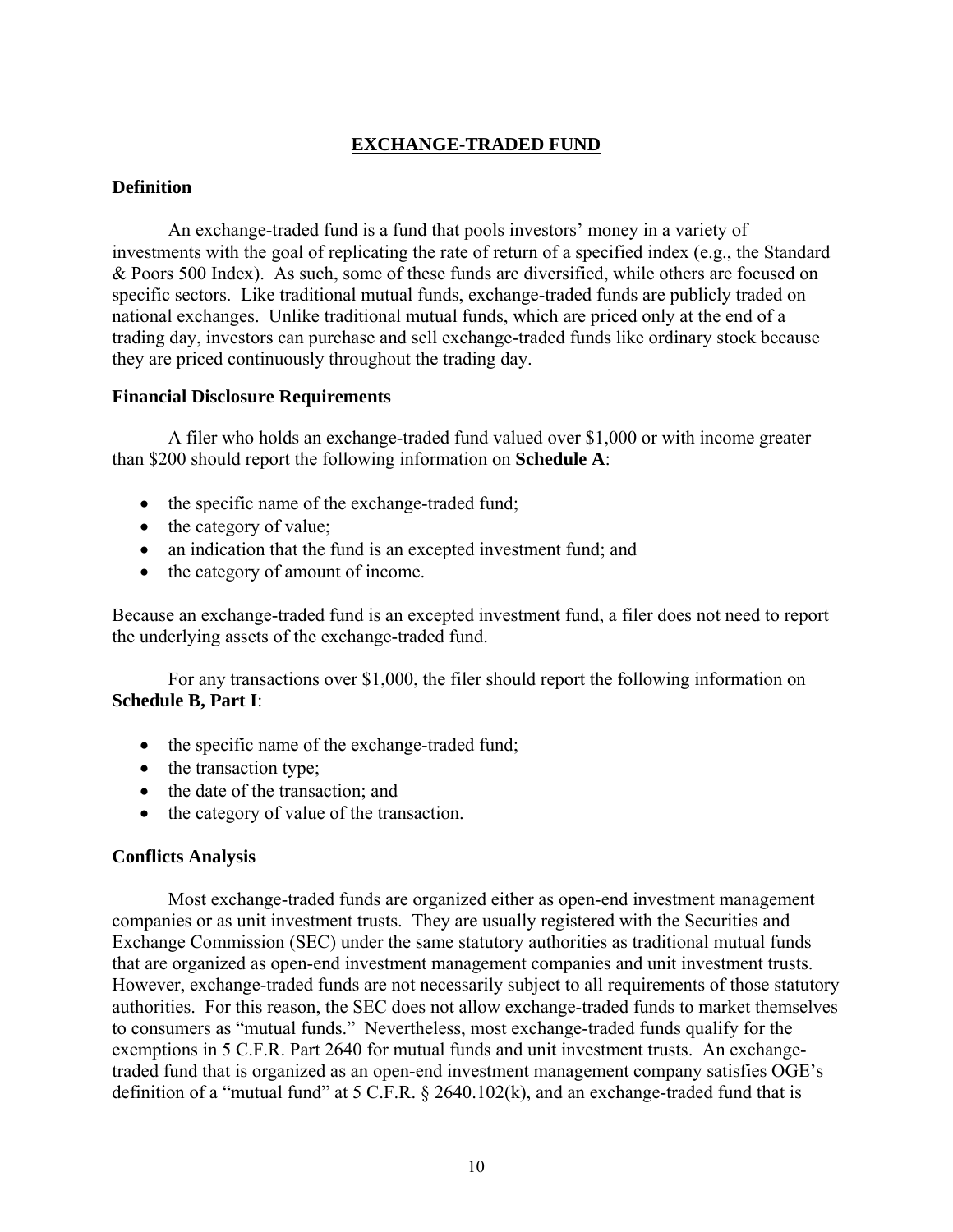# EXCHANGE-TRADED FUND

## Definition

An exchange-traded fund is a fund that pools investors' money in a variety of investments with the goal of replicating the rate of return of a specified index (e.g., the Standard & Poors 500 Index). As such, some of these funds are diversified, while others are focused on specific sectors. Like traditional mutual funds, exchange-traded funds are publicly traded on national exchanges. Unlike traditional mutual funds, which are priced only at the end of a trading day, investors can purchase and sell exchange-traded funds like ordinary stock because they are priced continuously throughout the trading day.

## Financial Disclosure Requirements

A filer who holds an exchange-traded fund valued over $1,000 or with income greater than $200 should report the following information on **Schedule A**:

- the specific name of the exchange-traded fund;
- the category of value;
- an indication that the fund is an excepted investment fund; and
- the category of amount of income.

Because an exchange-traded fund is an excepted investment fund, a filer does not need to report the underlying assets of the exchange-traded fund.

For any transactions over $1,000, the filer should report the following information on **Schedule B, Part I**:

- the specific name of the exchange-traded fund;
- the transaction type;
- the date of the transaction; and
- the category of value of the transaction.

## Conflicts Analysis

Most exchange-traded funds are organized either as open-end investment management companies or as unit investment trusts. They are usually registered with the Securities and Exchange Commission (SEC) under the same statutory authorities as traditional mutual funds that are organized as open-end investment management companies and unit investment trusts. However, exchange-traded funds are not necessarily subject to all requirements of those statutory authorities. For this reason, the SEC does not allow exchange-traded funds to market themselves to consumers as "mutual funds." Nevertheless, most exchange-traded funds qualify for the exemptions in 5 C.F.R. Part 2640 for mutual funds and unit investment trusts. An exchange-traded fund that is organized as an open-end investment management company satisfies OGE's definition of a "mutual fund" at 5 C.F.R. § 2640.102(k), and an exchange-traded fund that is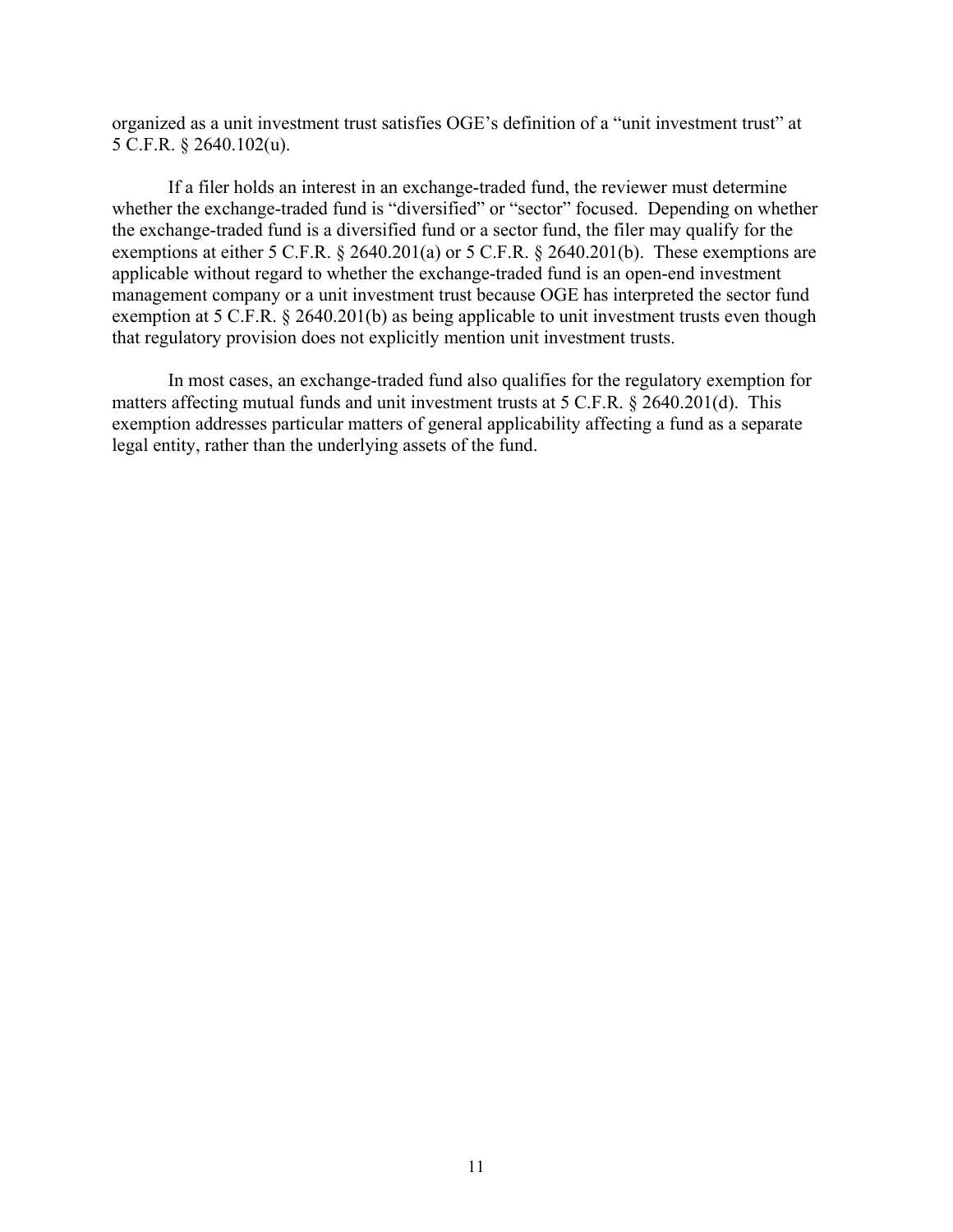organized as a unit investment trust satisfies OGE's definition of a "unit investment trust" at 5 C.F.R. § 2640.102(u).

If a filer holds an interest in an exchange-traded fund, the reviewer must determine whether the exchange-traded fund is "diversified" or "sector" focused. Depending on whether the exchange-traded fund is a diversified fund or a sector fund, the filer may qualify for the exemptions at either 5 C.F.R. § 2640.201(a) or 5 C.F.R. § 2640.201(b). These exemptions are applicable without regard to whether the exchange-traded fund is an open-end investment management company or a unit investment trust because OGE has interpreted the sector fund exemption at 5 C.F.R. § 2640.201(b) as being applicable to unit investment trusts even though that regulatory provision does not explicitly mention unit investment trusts.

In most cases, an exchange-traded fund also qualifies for the regulatory exemption for matters affecting mutual funds and unit investment trusts at 5 C.F.R. § 2640.201(d). This exemption addresses particular matters of general applicability affecting a fund as a separate legal entity, rather than the underlying assets of the fund.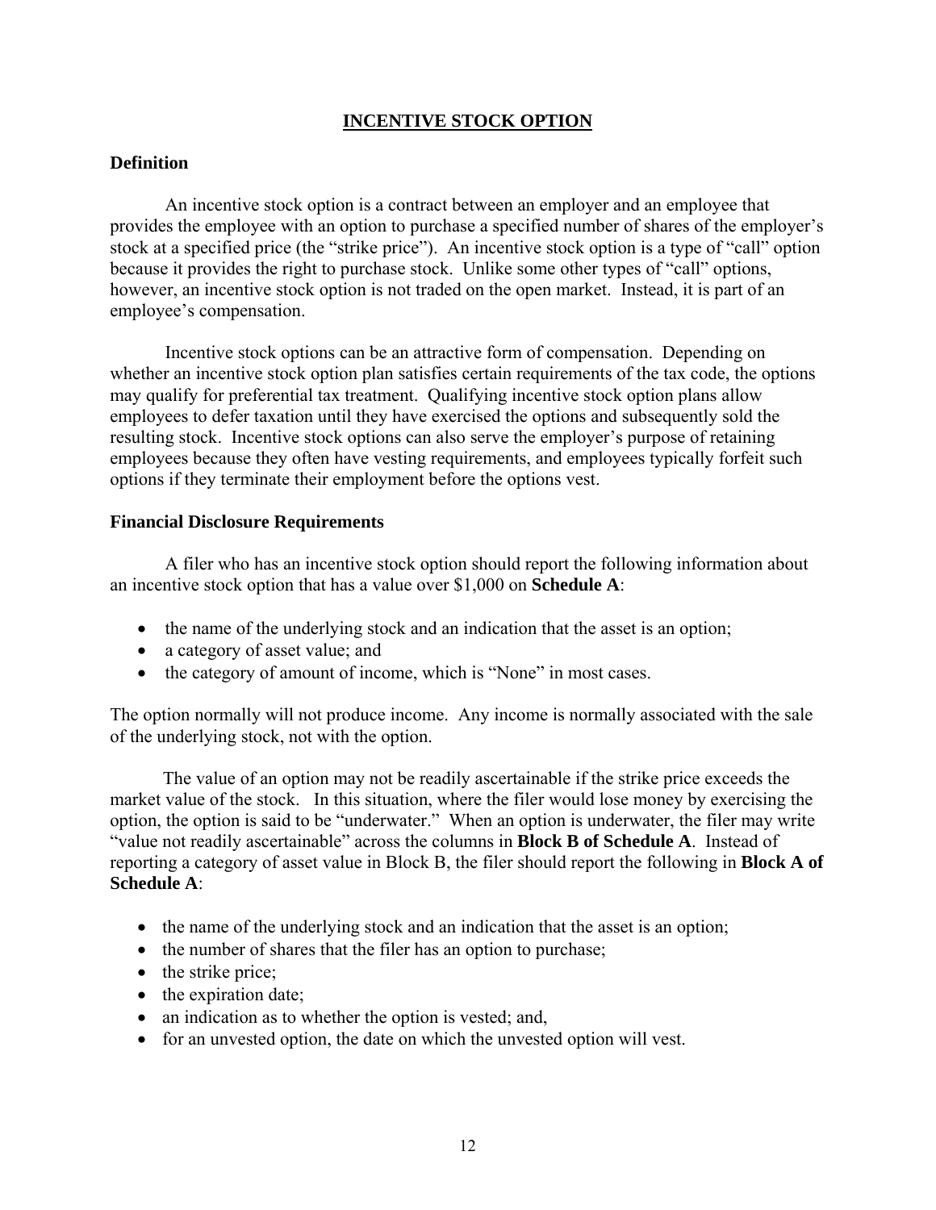## INCENTIVE STOCK OPTION

### Definition

An incentive stock option is a contract between an employer and an employee that provides the employee with an option to purchase a specified number of shares of the employer's stock at a specified price (the "strike price"). An incentive stock option is a type of "call" option because it provides the right to purchase stock. Unlike some other types of "call" options, however, an incentive stock option is not traded on the open market. Instead, it is part of an employee's compensation.

Incentive stock options can be an attractive form of compensation. Depending on whether an incentive stock option plan satisfies certain requirements of the tax code, the options may qualify for preferential tax treatment. Qualifying incentive stock option plans allow employees to defer taxation until they have exercised the options and subsequently sold the resulting stock. Incentive stock options can also serve the employer's purpose of retaining employees because they often have vesting requirements, and employees typically forfeit such options if they terminate their employment before the options vest.

### Financial Disclosure Requirements

A filer who has an incentive stock option should report the following information about an incentive stock option that has a value over $1,000 on **Schedule A**:

- the name of the underlying stock and an indication that the asset is an option;
- a category of asset value; and
- the category of amount of income, which is "None" in most cases.

The option normally will not produce income. Any income is normally associated with the sale of the underlying stock, not with the option.

The value of an option may not be readily ascertainable if the strike price exceeds the market value of the stock. In this situation, where the filer would lose money by exercising the option, the option is said to be "underwater." When an option is underwater, the filer may write "value not readily ascertainable" across the columns in **Block B of Schedule A**. Instead of reporting a category of asset value in Block B, the filer should report the following in **Block A of Schedule A**:

- the name of the underlying stock and an indication that the asset is an option;
- the number of shares that the filer has an option to purchase;
- the strike price;
- the expiration date;
- an indication as to whether the option is vested; and,
- for an unvested option, the date on which the unvested option will vest.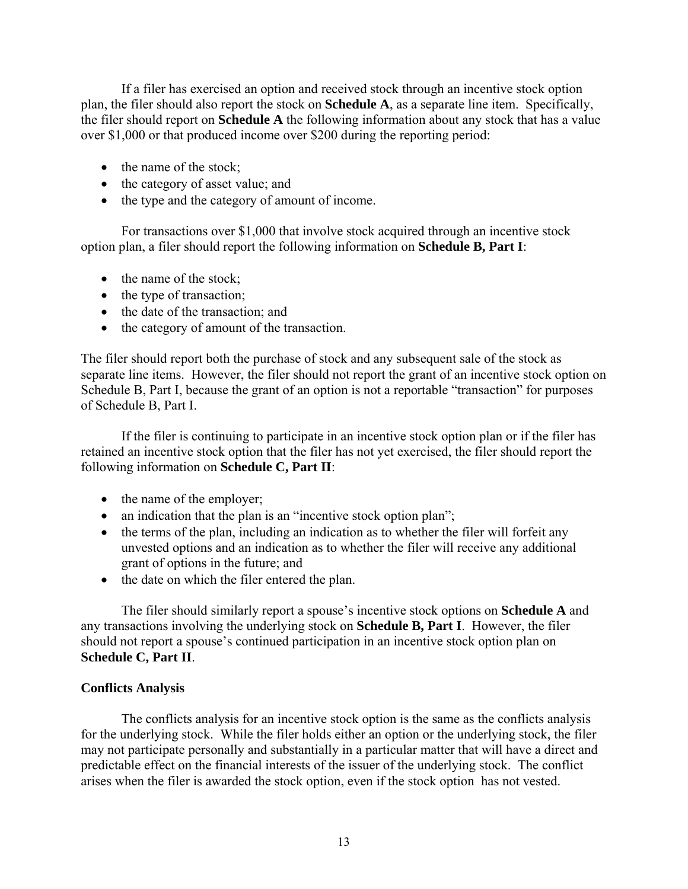If a filer has exercised an option and received stock through an incentive stock option plan, the filer should also report the stock on **Schedule A**, as a separate line item. Specifically, the filer should report on **Schedule A** the following information about any stock that has a value over $1,000 or that produced income over $200 during the reporting period:

- the name of the stock;
- the category of asset value; and
- the type and the category of amount of income.

For transactions over $1,000 that involve stock acquired through an incentive stock option plan, a filer should report the following information on **Schedule B, Part I**:

- the name of the stock;
- the type of transaction;
- the date of the transaction; and
- the category of amount of the transaction.

The filer should report both the purchase of stock and any subsequent sale of the stock as separate line items. However, the filer should not report the grant of an incentive stock option on Schedule B, Part I, because the grant of an option is not a reportable "transaction" for purposes of Schedule B, Part I.

If the filer is continuing to participate in an incentive stock option plan or if the filer has retained an incentive stock option that the filer has not yet exercised, the filer should report the following information on **Schedule C, Part II**:

- the name of the employer;
- an indication that the plan is an "incentive stock option plan";
- the terms of the plan, including an indication as to whether the filer will forfeit any unvested options and an indication as to whether the filer will receive any additional grant of options in the future; and
- the date on which the filer entered the plan.

The filer should similarly report a spouse's incentive stock options on **Schedule A** and any transactions involving the underlying stock on **Schedule B, Part I**. However, the filer should not report a spouse's continued participation in an incentive stock option plan on **Schedule C, Part II**.

**Conflicts Analysis**

The conflicts analysis for an incentive stock option is the same as the conflicts analysis for the underlying stock. While the filer holds either an option or the underlying stock, the filer may not participate personally and substantially in a particular matter that will have a direct and predictable effect on the financial interests of the issuer of the underlying stock. The conflict arises when the filer is awarded the stock option, even if the stock option has not vested.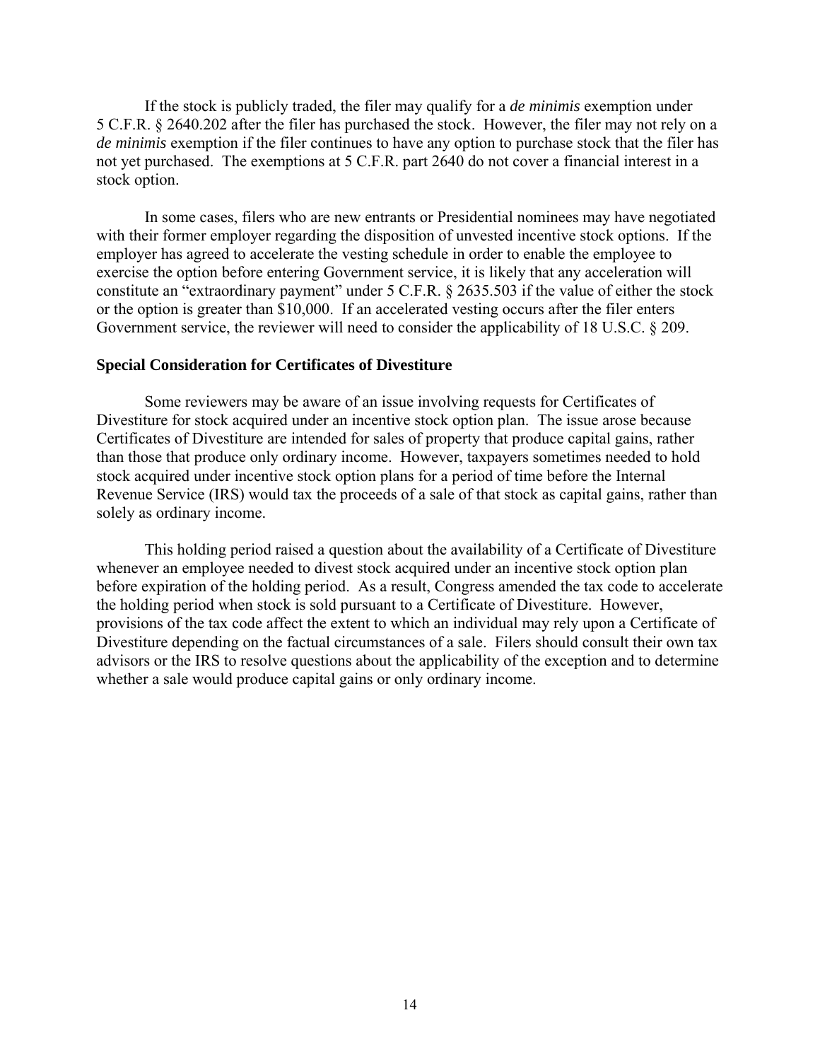If the stock is publicly traded, the filer may qualify for a *de minimis* exemption under 5 C.F.R. § 2640.202 after the filer has purchased the stock. However, the filer may not rely on a *de minimis* exemption if the filer continues to have any option to purchase stock that the filer has not yet purchased. The exemptions at 5 C.F.R. part 2640 do not cover a financial interest in a stock option.

In some cases, filers who are new entrants or Presidential nominees may have negotiated with their former employer regarding the disposition of unvested incentive stock options. If the employer has agreed to accelerate the vesting schedule in order to enable the employee to exercise the option before entering Government service, it is likely that any acceleration will constitute an "extraordinary payment" under 5 C.F.R. § 2635.503 if the value of either the stock or the option is greater than $10,000. If an accelerated vesting occurs after the filer enters Government service, the reviewer will need to consider the applicability of 18 U.S.C. § 209.

**Special Consideration for Certificates of Divestiture**

Some reviewers may be aware of an issue involving requests for Certificates of Divestiture for stock acquired under an incentive stock option plan. The issue arose because Certificates of Divestiture are intended for sales of property that produce capital gains, rather than those that produce only ordinary income. However, taxpayers sometimes needed to hold stock acquired under incentive stock option plans for a period of time before the Internal Revenue Service (IRS) would tax the proceeds of a sale of that stock as capital gains, rather than solely as ordinary income.

This holding period raised a question about the availability of a Certificate of Divestiture whenever an employee needed to divest stock acquired under an incentive stock option plan before expiration of the holding period. As a result, Congress amended the tax code to accelerate the holding period when stock is sold pursuant to a Certificate of Divestiture. However, provisions of the tax code affect the extent to which an individual may rely upon a Certificate of Divestiture depending on the factual circumstances of a sale. Filers should consult their own tax advisors or the IRS to resolve questions about the applicability of the exception and to determine whether a sale would produce capital gains or only ordinary income.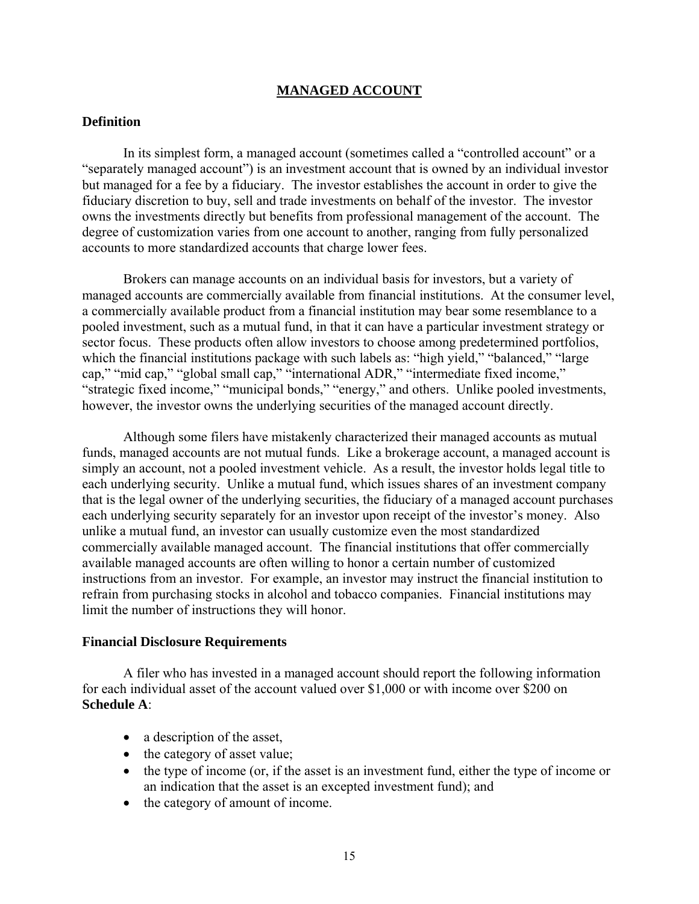# MANAGED ACCOUNT

## Definition

In its simplest form, a managed account (sometimes called a "controlled account" or a "separately managed account") is an investment account that is owned by an individual investor but managed for a fee by a fiduciary. The investor establishes the account in order to give the fiduciary discretion to buy, sell and trade investments on behalf of the investor. The investor owns the investments directly but benefits from professional management of the account. The degree of customization varies from one account to another, ranging from fully personalized accounts to more standardized accounts that charge lower fees.

Brokers can manage accounts on an individual basis for investors, but a variety of managed accounts are commercially available from financial institutions. At the consumer level, a commercially available product from a financial institution may bear some resemblance to a pooled investment, such as a mutual fund, in that it can have a particular investment strategy or sector focus. These products often allow investors to choose among predetermined portfolios, which the financial institutions package with such labels as: "high yield," "balanced," "large cap," "mid cap," "global small cap," "international ADR," "intermediate fixed income," "strategic fixed income," "municipal bonds," "energy," and others. Unlike pooled investments, however, the investor owns the underlying securities of the managed account directly.

Although some filers have mistakenly characterized their managed accounts as mutual funds, managed accounts are not mutual funds. Like a brokerage account, a managed account is simply an account, not a pooled investment vehicle. As a result, the investor holds legal title to each underlying security. Unlike a mutual fund, which issues shares of an investment company that is the legal owner of the underlying securities, the fiduciary of a managed account purchases each underlying security separately for an investor upon receipt of the investor's money. Also unlike a mutual fund, an investor can usually customize even the most standardized commercially available managed account. The financial institutions that offer commercially available managed accounts are often willing to honor a certain number of customized instructions from an investor. For example, an investor may instruct the financial institution to refrain from purchasing stocks in alcohol and tobacco companies. Financial institutions may limit the number of instructions they will honor.

## Financial Disclosure Requirements

A filer who has invested in a managed account should report the following information for each individual asset of the account valued over $1,000 or with income over $200 on **Schedule A**:

- a description of the asset,
- the category of asset value;
- the type of income (or, if the asset is an investment fund, either the type of income or an indication that the asset is an excepted investment fund); and
- the category of amount of income.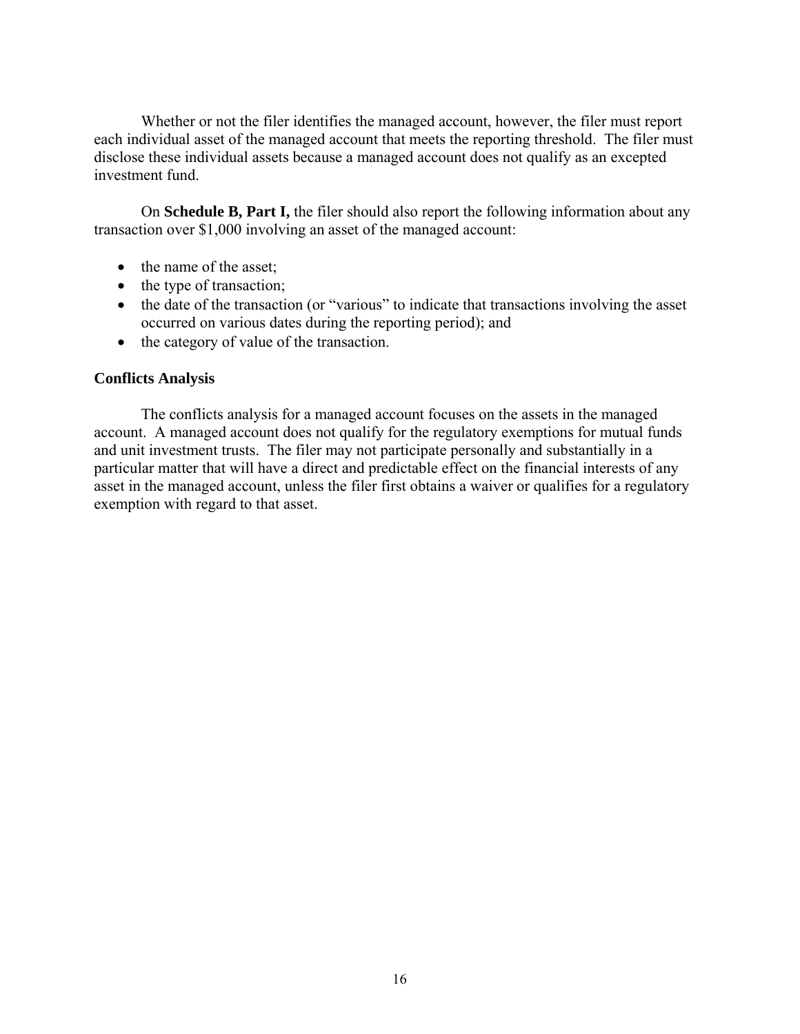Whether or not the filer identifies the managed account, however, the filer must report each individual asset of the managed account that meets the reporting threshold. The filer must disclose these individual assets because a managed account does not qualify as an excepted investment fund.

On **Schedule B, Part I,** the filer should also report the following information about any transaction over $1,000 involving an asset of the managed account:

- the name of the asset;
- the type of transaction;
- the date of the transaction (or "various" to indicate that transactions involving the asset occurred on various dates during the reporting period); and
- the category of value of the transaction.

### Conflicts Analysis

The conflicts analysis for a managed account focuses on the assets in the managed account. A managed account does not qualify for the regulatory exemptions for mutual funds and unit investment trusts. The filer may not participate personally and substantially in a particular matter that will have a direct and predictable effect on the financial interests of any asset in the managed account, unless the filer first obtains a waiver or qualifies for a regulatory exemption with regard to that asset.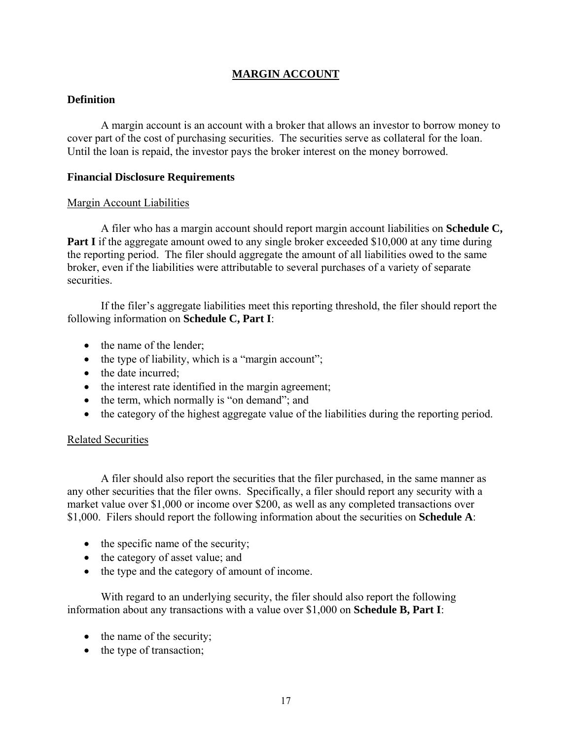# MARGIN ACCOUNT

## Definition

A margin account is an account with a broker that allows an investor to borrow money to cover part of the cost of purchasing securities. The securities serve as collateral for the loan. Until the loan is repaid, the investor pays the broker interest on the money borrowed.

## Financial Disclosure Requirements

### Margin Account Liabilities

A filer who has a margin account should report margin account liabilities on **Schedule C, Part I** if the aggregate amount owed to any single broker exceeded $10,000 at any time during the reporting period. The filer should aggregate the amount of all liabilities owed to the same broker, even if the liabilities were attributable to several purchases of a variety of separate securities.

If the filer's aggregate liabilities meet this reporting threshold, the filer should report the following information on **Schedule C, Part I**:

- the name of the lender;
- the type of liability, which is a "margin account";
- the date incurred;
- the interest rate identified in the margin agreement;
- the term, which normally is "on demand"; and
- the category of the highest aggregate value of the liabilities during the reporting period.

### Related Securities

A filer should also report the securities that the filer purchased, in the same manner as any other securities that the filer owns. Specifically, a filer should report any security with a market value over $1,000 or income over $200, as well as any completed transactions over $1,000. Filers should report the following information about the securities on **Schedule A**:

- the specific name of the security;
- the category of asset value; and
- the type and the category of amount of income.

With regard to an underlying security, the filer should also report the following information about any transactions with a value over $1,000 on **Schedule B, Part I**:

- the name of the security;
- the type of transaction;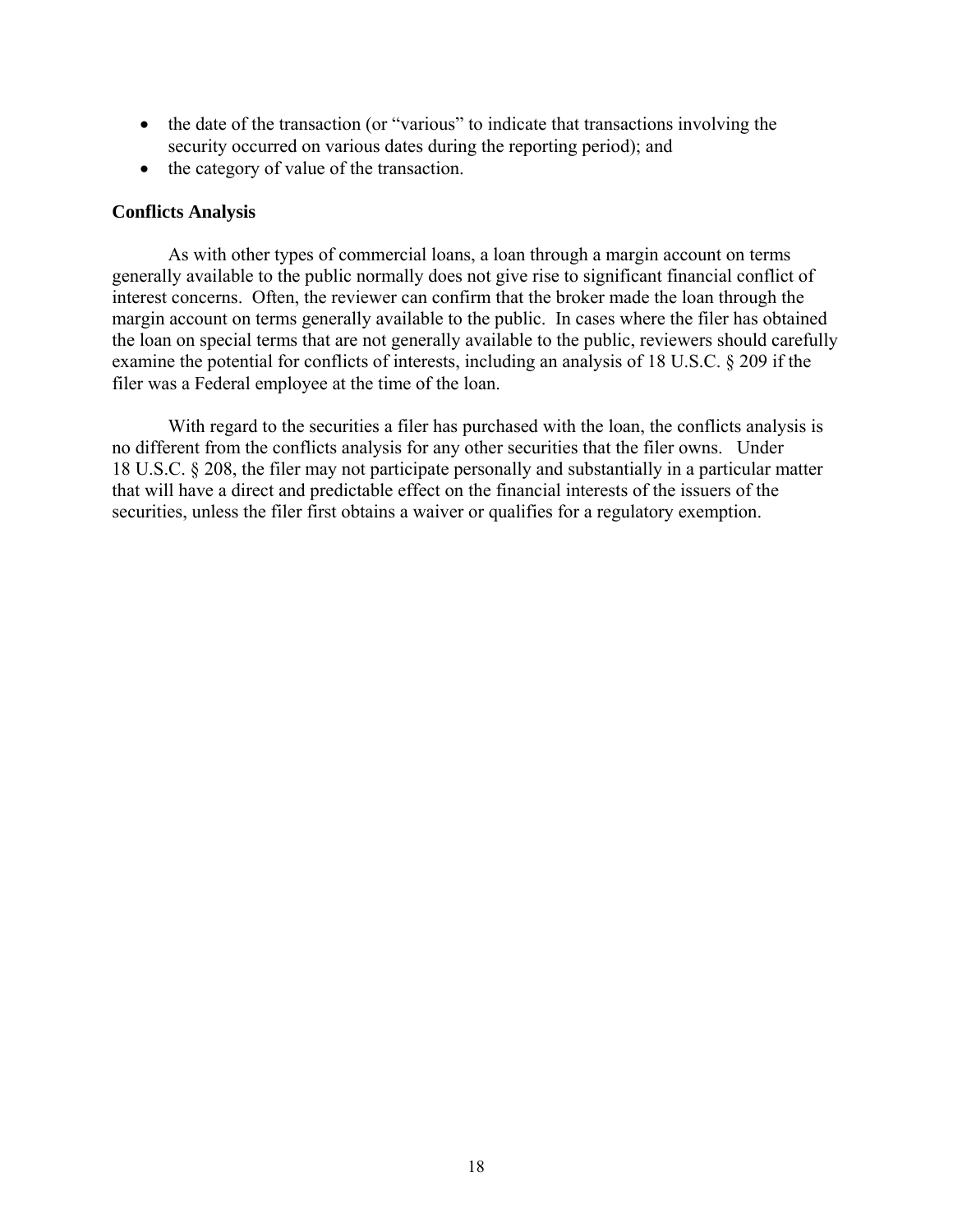- the date of the transaction (or "various" to indicate that transactions involving the security occurred on various dates during the reporting period); and
- the category of value of the transaction.

**Conflicts Analysis**

As with other types of commercial loans, a loan through a margin account on terms generally available to the public normally does not give rise to significant financial conflict of interest concerns. Often, the reviewer can confirm that the broker made the loan through the margin account on terms generally available to the public. In cases where the filer has obtained the loan on special terms that are not generally available to the public, reviewers should carefully examine the potential for conflicts of interests, including an analysis of 18 U.S.C. § 209 if the filer was a Federal employee at the time of the loan.

With regard to the securities a filer has purchased with the loan, the conflicts analysis is no different from the conflicts analysis for any other securities that the filer owns. Under 18 U.S.C. § 208, the filer may not participate personally and substantially in a particular matter that will have a direct and predictable effect on the financial interests of the issuers of the securities, unless the filer first obtains a waiver or qualifies for a regulatory exemption.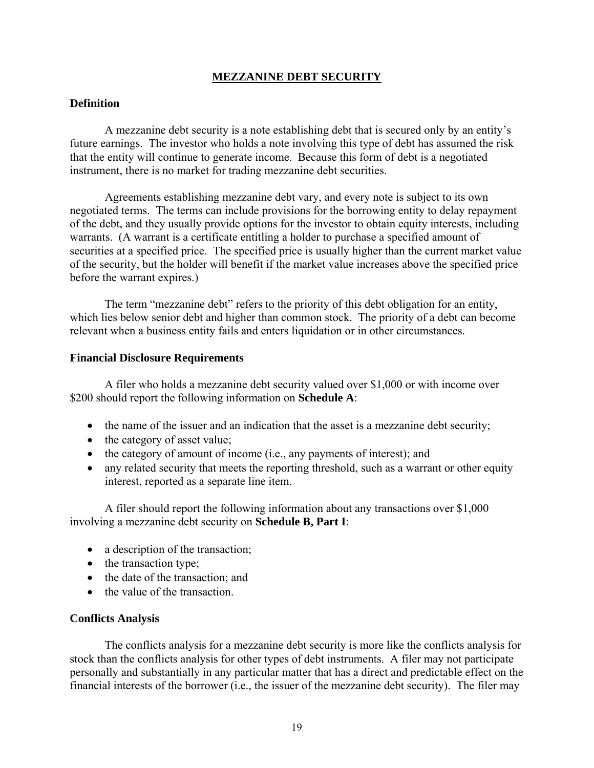## MEZZANINE DEBT SECURITY

### Definition

A mezzanine debt security is a note establishing debt that is secured only by an entity's future earnings. The investor who holds a note involving this type of debt has assumed the risk that the entity will continue to generate income. Because this form of debt is a negotiated instrument, there is no market for trading mezzanine debt securities.

Agreements establishing mezzanine debt vary, and every note is subject to its own negotiated terms. The terms can include provisions for the borrowing entity to delay repayment of the debt, and they usually provide options for the investor to obtain equity interests, including warrants. (A warrant is a certificate entitling a holder to purchase a specified amount of securities at a specified price. The specified price is usually higher than the current market value of the security, but the holder will benefit if the market value increases above the specified price before the warrant expires.)

The term "mezzanine debt" refers to the priority of this debt obligation for an entity, which lies below senior debt and higher than common stock. The priority of a debt can become relevant when a business entity fails and enters liquidation or in other circumstances.

### Financial Disclosure Requirements

A filer who holds a mezzanine debt security valued over $1,000 or with income over $200 should report the following information on **Schedule A**:

- the name of the issuer and an indication that the asset is a mezzanine debt security;
- the category of asset value;
- the category of amount of income (i.e., any payments of interest); and
- any related security that meets the reporting threshold, such as a warrant or other equity interest, reported as a separate line item.

A filer should report the following information about any transactions over $1,000 involving a mezzanine debt security on **Schedule B, Part I**:

- a description of the transaction;
- the transaction type;
- the date of the transaction; and
- the value of the transaction.

### Conflicts Analysis

The conflicts analysis for a mezzanine debt security is more like the conflicts analysis for stock than the conflicts analysis for other types of debt instruments. A filer may not participate personally and substantially in any particular matter that has a direct and predictable effect on the financial interests of the borrower (i.e., the issuer of the mezzanine debt security). The filer may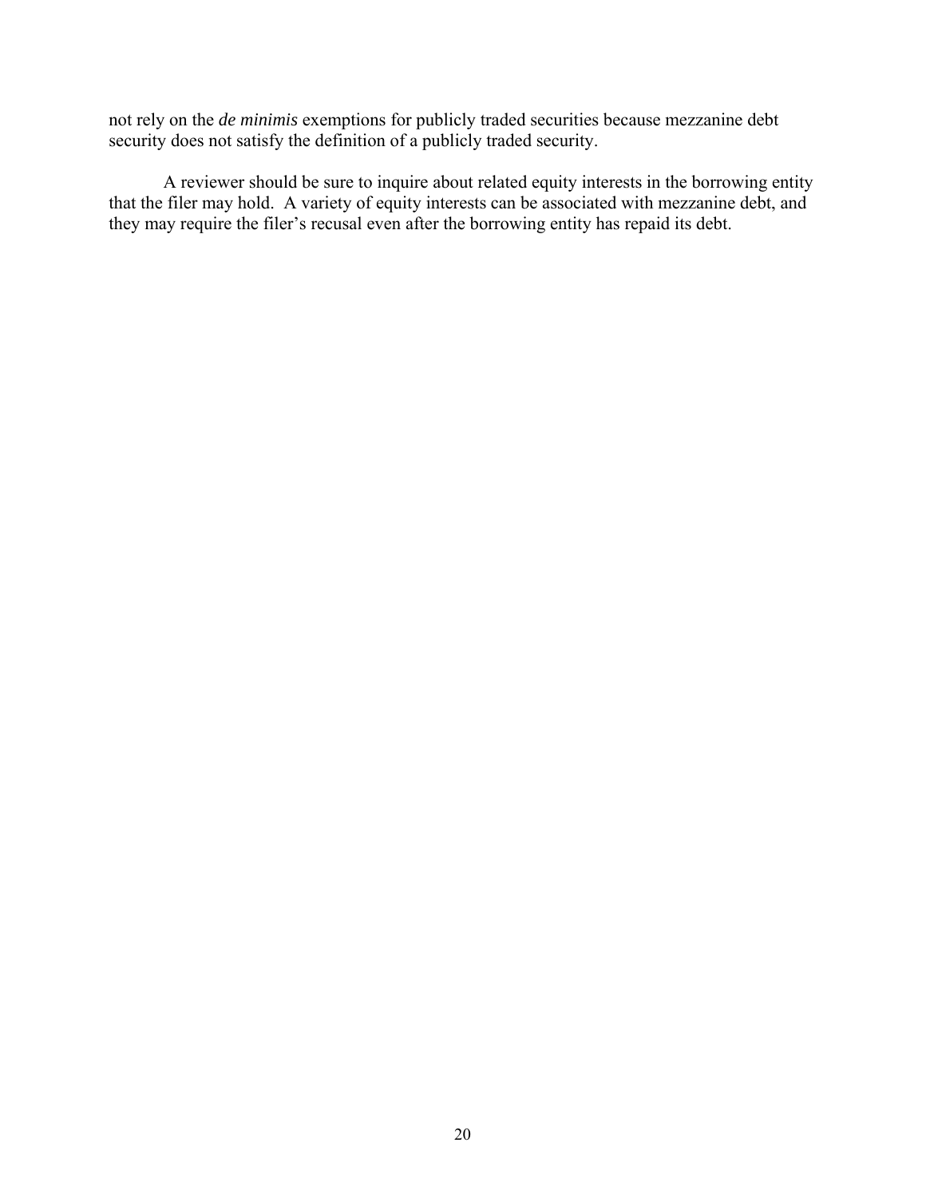not rely on the *de minimis* exemptions for publicly traded securities because mezzanine debt security does not satisfy the definition of a publicly traded security.

A reviewer should be sure to inquire about related equity interests in the borrowing entity that the filer may hold. A variety of equity interests can be associated with mezzanine debt, and they may require the filer's recusal even after the borrowing entity has repaid its debt.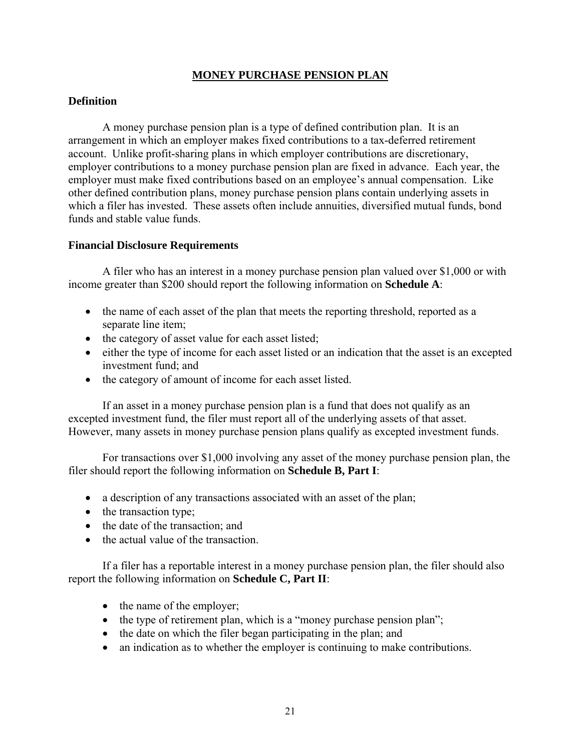# MONEY PURCHASE PENSION PLAN

## Definition

A money purchase pension plan is a type of defined contribution plan. It is an arrangement in which an employer makes fixed contributions to a tax-deferred retirement account. Unlike profit-sharing plans in which employer contributions are discretionary, employer contributions to a money purchase pension plan are fixed in advance. Each year, the employer must make fixed contributions based on an employee's annual compensation. Like other defined contribution plans, money purchase pension plans contain underlying assets in which a filer has invested. These assets often include annuities, diversified mutual funds, bond funds and stable value funds.

## Financial Disclosure Requirements

A filer who has an interest in a money purchase pension plan valued over $1,000 or with income greater than $200 should report the following information on **Schedule A**:

- the name of each asset of the plan that meets the reporting threshold, reported as a separate line item;
- the category of asset value for each asset listed;
- either the type of income for each asset listed or an indication that the asset is an excepted investment fund; and
- the category of amount of income for each asset listed.

If an asset in a money purchase pension plan is a fund that does not qualify as an excepted investment fund, the filer must report all of the underlying assets of that asset. However, many assets in money purchase pension plans qualify as excepted investment funds.

For transactions over $1,000 involving any asset of the money purchase pension plan, the filer should report the following information on **Schedule B, Part I**:

- a description of any transactions associated with an asset of the plan;
- the transaction type;
- the date of the transaction; and
- the actual value of the transaction.

If a filer has a reportable interest in a money purchase pension plan, the filer should also report the following information on **Schedule C, Part II**:

- the name of the employer;
- the type of retirement plan, which is a "money purchase pension plan";
- the date on which the filer began participating in the plan; and
- an indication as to whether the employer is continuing to make contributions.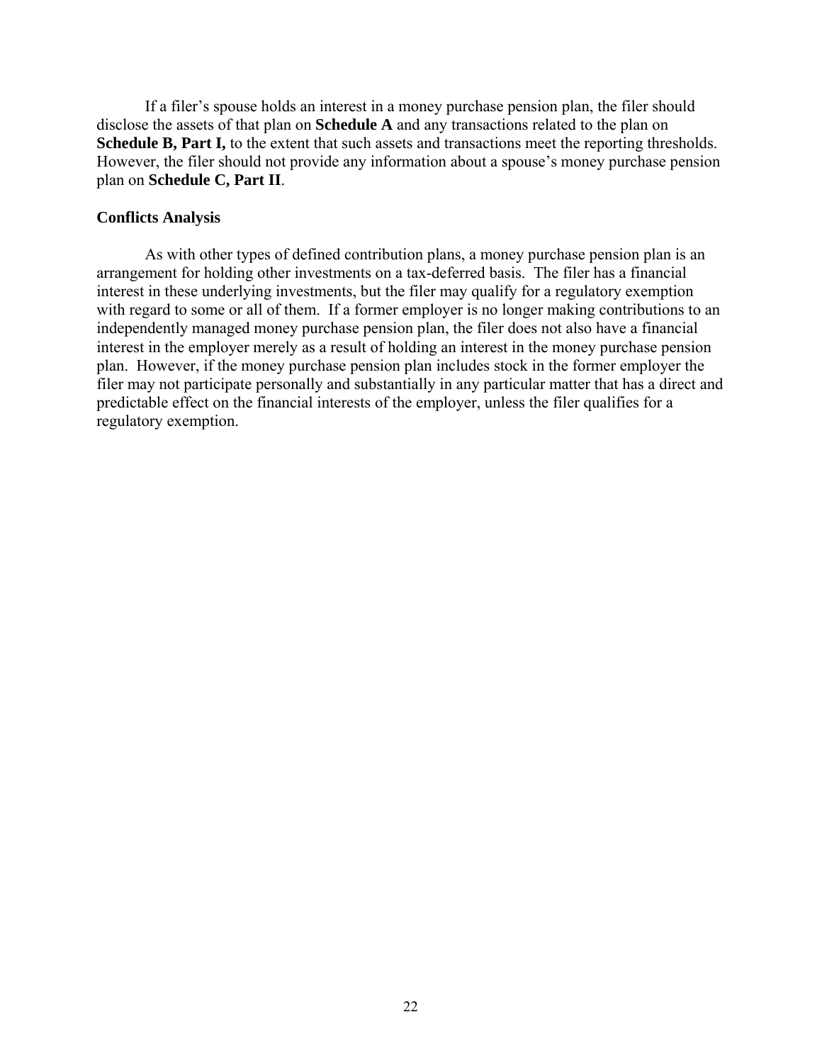If a filer's spouse holds an interest in a money purchase pension plan, the filer should disclose the assets of that plan on **Schedule A** and any transactions related to the plan on **Schedule B, Part I,** to the extent that such assets and transactions meet the reporting thresholds. However, the filer should not provide any information about a spouse's money purchase pension plan on **Schedule C, Part II**.

**Conflicts Analysis**

As with other types of defined contribution plans, a money purchase pension plan is an arrangement for holding other investments on a tax-deferred basis. The filer has a financial interest in these underlying investments, but the filer may qualify for a regulatory exemption with regard to some or all of them. If a former employer is no longer making contributions to an independently managed money purchase pension plan, the filer does not also have a financial interest in the employer merely as a result of holding an interest in the money purchase pension plan. However, if the money purchase pension plan includes stock in the former employer the filer may not participate personally and substantially in any particular matter that has a direct and predictable effect on the financial interests of the employer, unless the filer qualifies for a regulatory exemption.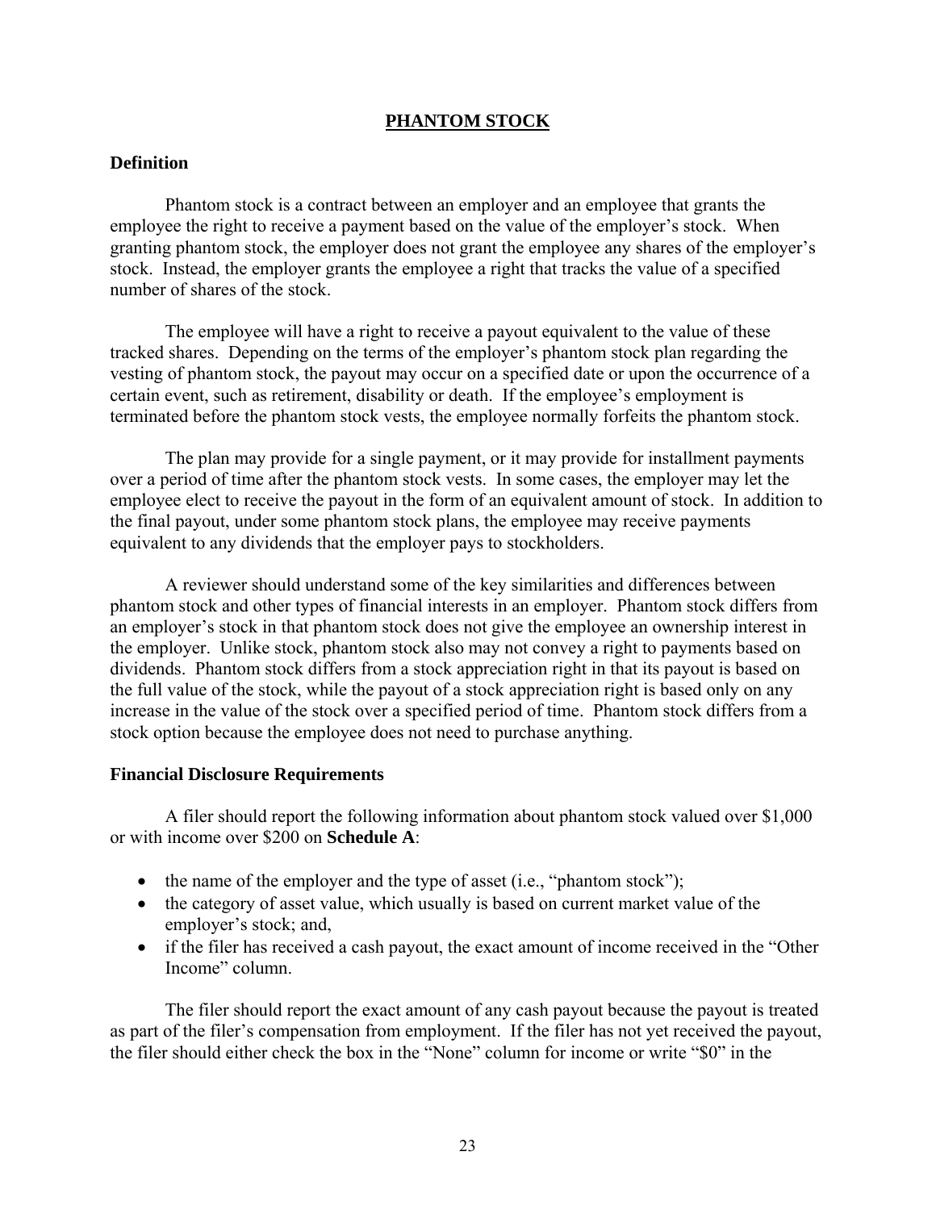## PHANTOM STOCK

### Definition

Phantom stock is a contract between an employer and an employee that grants the employee the right to receive a payment based on the value of the employer's stock. When granting phantom stock, the employer does not grant the employee any shares of the employer's stock. Instead, the employer grants the employee a right that tracks the value of a specified number of shares of the stock.

The employee will have a right to receive a payout equivalent to the value of these tracked shares. Depending on the terms of the employer's phantom stock plan regarding the vesting of phantom stock, the payout may occur on a specified date or upon the occurrence of a certain event, such as retirement, disability or death. If the employee's employment is terminated before the phantom stock vests, the employee normally forfeits the phantom stock.

The plan may provide for a single payment, or it may provide for installment payments over a period of time after the phantom stock vests. In some cases, the employer may let the employee elect to receive the payout in the form of an equivalent amount of stock. In addition to the final payout, under some phantom stock plans, the employee may receive payments equivalent to any dividends that the employer pays to stockholders.

A reviewer should understand some of the key similarities and differences between phantom stock and other types of financial interests in an employer. Phantom stock differs from an employer's stock in that phantom stock does not give the employee an ownership interest in the employer. Unlike stock, phantom stock also may not convey a right to payments based on dividends. Phantom stock differs from a stock appreciation right in that its payout is based on the full value of the stock, while the payout of a stock appreciation right is based only on any increase in the value of the stock over a specified period of time. Phantom stock differs from a stock option because the employee does not need to purchase anything.

### Financial Disclosure Requirements

A filer should report the following information about phantom stock valued over $1,000 or with income over $200 on **Schedule A**:

- the name of the employer and the type of asset (i.e., "phantom stock");
- the category of asset value, which usually is based on current market value of the employer's stock; and,
- if the filer has received a cash payout, the exact amount of income received in the "Other Income" column.

The filer should report the exact amount of any cash payout because the payout is treated as part of the filer's compensation from employment. If the filer has not yet received the payout, the filer should either check the box in the "None" column for income or write "$0" in the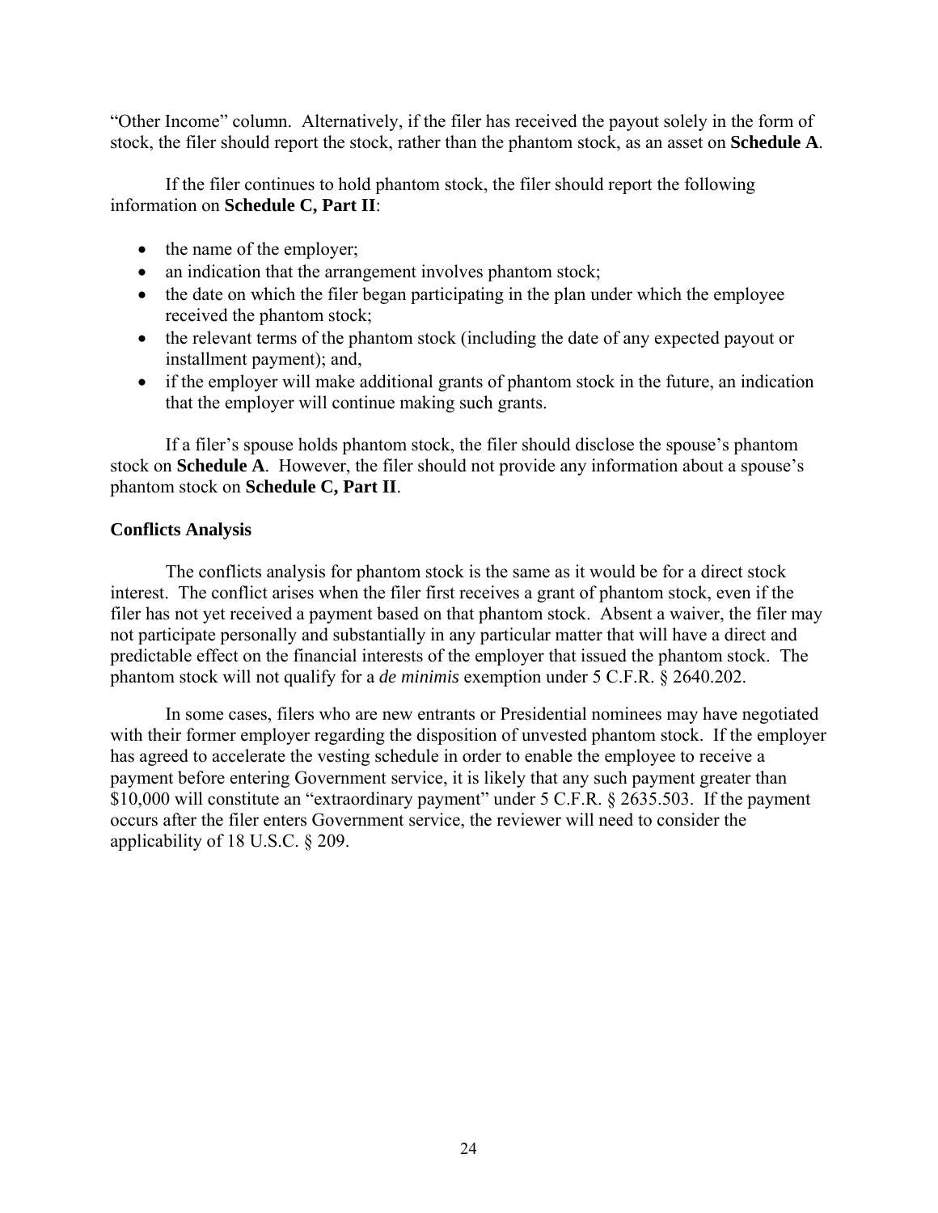"Other Income" column. Alternatively, if the filer has received the payout solely in the form of stock, the filer should report the stock, rather than the phantom stock, as an asset on **Schedule A**.

If the filer continues to hold phantom stock, the filer should report the following information on **Schedule C, Part II**:

- the name of the employer;
- an indication that the arrangement involves phantom stock;
- the date on which the filer began participating in the plan under which the employee received the phantom stock;
- the relevant terms of the phantom stock (including the date of any expected payout or installment payment); and,
- if the employer will make additional grants of phantom stock in the future, an indication that the employer will continue making such grants.

If a filer's spouse holds phantom stock, the filer should disclose the spouse's phantom stock on **Schedule A**. However, the filer should not provide any information about a spouse's phantom stock on **Schedule C, Part II**.

**Conflicts Analysis**

The conflicts analysis for phantom stock is the same as it would be for a direct stock interest. The conflict arises when the filer first receives a grant of phantom stock, even if the filer has not yet received a payment based on that phantom stock. Absent a waiver, the filer may not participate personally and substantially in any particular matter that will have a direct and predictable effect on the financial interests of the employer that issued the phantom stock. The phantom stock will not qualify for a *de minimis* exemption under 5 C.F.R. § 2640.202.

In some cases, filers who are new entrants or Presidential nominees may have negotiated with their former employer regarding the disposition of unvested phantom stock. If the employer has agreed to accelerate the vesting schedule in order to enable the employee to receive a payment before entering Government service, it is likely that any such payment greater than $10,000 will constitute an "extraordinary payment" under 5 C.F.R. § 2635.503. If the payment occurs after the filer enters Government service, the reviewer will need to consider the applicability of 18 U.S.C. § 209.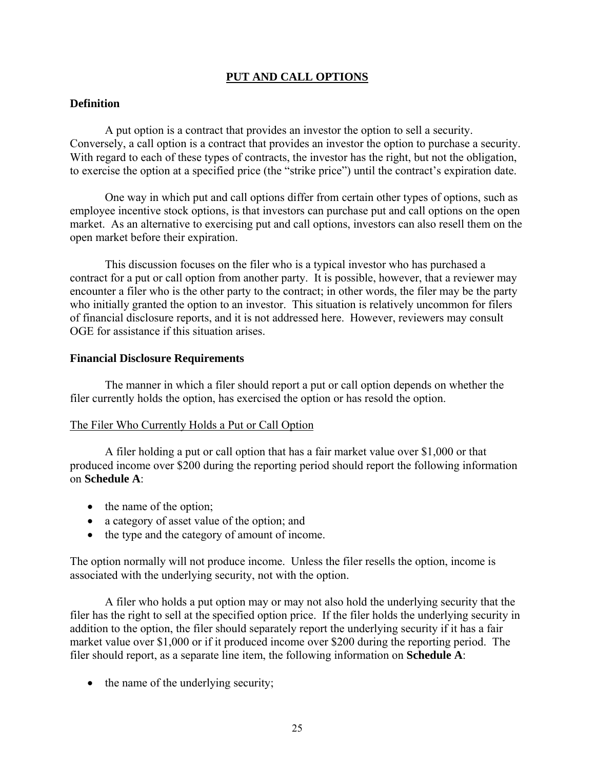## PUT AND CALL OPTIONS

### Definition

A put option is a contract that provides an investor the option to sell a security. Conversely, a call option is a contract that provides an investor the option to purchase a security. With regard to each of these types of contracts, the investor has the right, but not the obligation, to exercise the option at a specified price (the "strike price") until the contract's expiration date.

One way in which put and call options differ from certain other types of options, such as employee incentive stock options, is that investors can purchase put and call options on the open market. As an alternative to exercising put and call options, investors can also resell them on the open market before their expiration.

This discussion focuses on the filer who is a typical investor who has purchased a contract for a put or call option from another party. It is possible, however, that a reviewer may encounter a filer who is the other party to the contract; in other words, the filer may be the party who initially granted the option to an investor. This situation is relatively uncommon for filers of financial disclosure reports, and it is not addressed here. However, reviewers may consult OGE for assistance if this situation arises.

### Financial Disclosure Requirements

The manner in which a filer should report a put or call option depends on whether the filer currently holds the option, has exercised the option or has resold the option.

The Filer Who Currently Holds a Put or Call Option

A filer holding a put or call option that has a fair market value over $1,000 or that produced income over $200 during the reporting period should report the following information on **Schedule A**:

- the name of the option;
- a category of asset value of the option; and
- the type and the category of amount of income.

The option normally will not produce income. Unless the filer resells the option, income is associated with the underlying security, not with the option.

A filer who holds a put option may or may not also hold the underlying security that the filer has the right to sell at the specified option price. If the filer holds the underlying security in addition to the option, the filer should separately report the underlying security if it has a fair market value over $1,000 or if it produced income over $200 during the reporting period. The filer should report, as a separate line item, the following information on **Schedule A**:

- the name of the underlying security;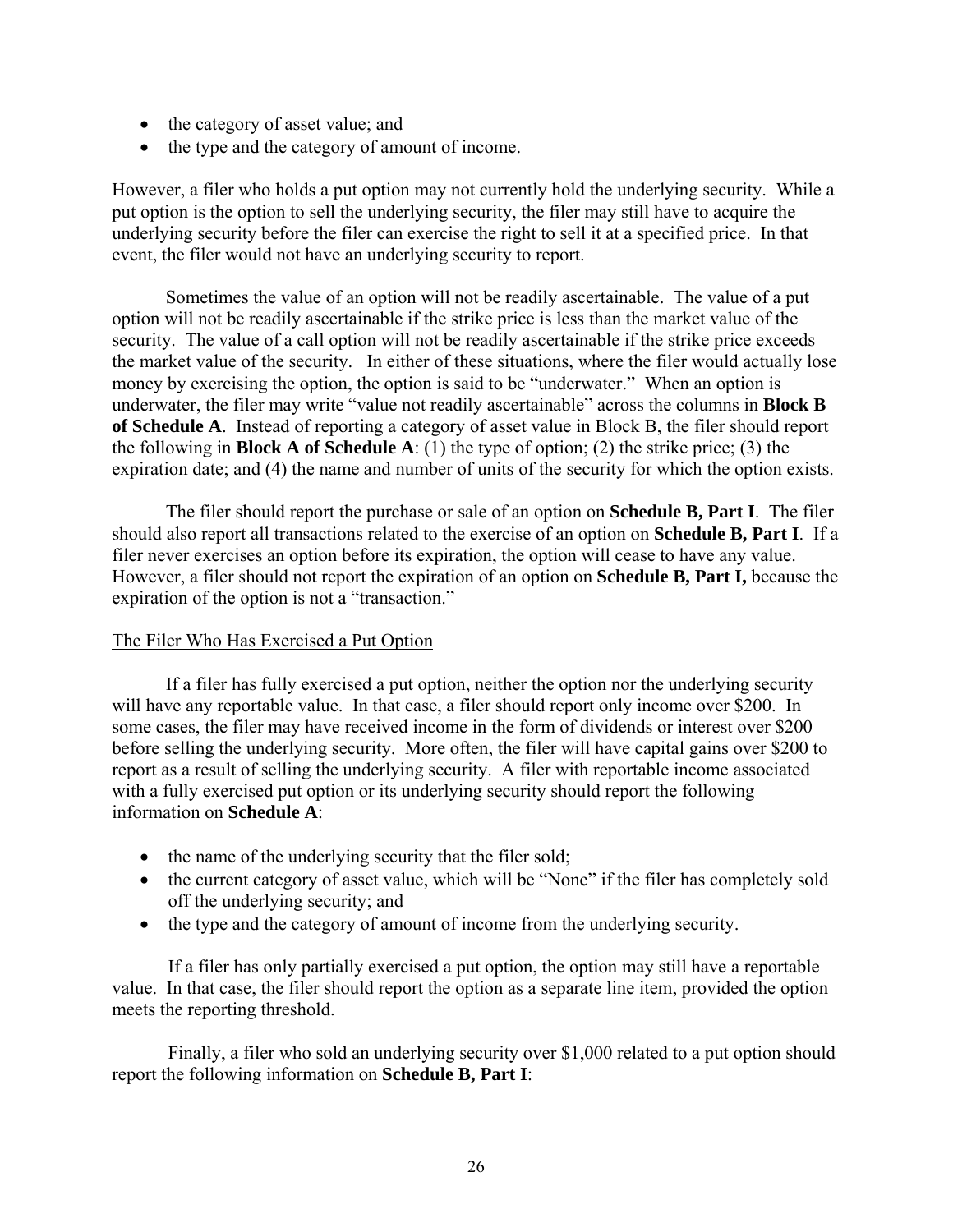- the category of asset value; and
- the type and the category of amount of income.

However, a filer who holds a put option may not currently hold the underlying security. While a put option is the option to sell the underlying security, the filer may still have to acquire the underlying security before the filer can exercise the right to sell it at a specified price. In that event, the filer would not have an underlying security to report.

Sometimes the value of an option will not be readily ascertainable. The value of a put option will not be readily ascertainable if the strike price is less than the market value of the security. The value of a call option will not be readily ascertainable if the strike price exceeds the market value of the security. In either of these situations, where the filer would actually lose money by exercising the option, the option is said to be "underwater." When an option is underwater, the filer may write "value not readily ascertainable" across the columns in **Block B of Schedule A**. Instead of reporting a category of asset value in Block B, the filer should report the following in **Block A of Schedule A**: (1) the type of option; (2) the strike price; (3) the expiration date; and (4) the name and number of units of the security for which the option exists.

The filer should report the purchase or sale of an option on **Schedule B, Part I**. The filer should also report all transactions related to the exercise of an option on **Schedule B, Part I**. If a filer never exercises an option before its expiration, the option will cease to have any value. However, a filer should not report the expiration of an option on **Schedule B, Part I,** because the expiration of the option is not a "transaction."

<u>The Filer Who Has Exercised a Put Option</u>

If a filer has fully exercised a put option, neither the option nor the underlying security will have any reportable value. In that case, a filer should report only income over $200. In some cases, the filer may have received income in the form of dividends or interest over $200 before selling the underlying security. More often, the filer will have capital gains over $200 to report as a result of selling the underlying security. A filer with reportable income associated with a fully exercised put option or its underlying security should report the following information on **Schedule A**:

- the name of the underlying security that the filer sold;
- the current category of asset value, which will be "None" if the filer has completely sold off the underlying security; and
- the type and the category of amount of income from the underlying security.

If a filer has only partially exercised a put option, the option may still have a reportable value. In that case, the filer should report the option as a separate line item, provided the option meets the reporting threshold.

Finally, a filer who sold an underlying security over $1,000 related to a put option should report the following information on **Schedule B, Part I**: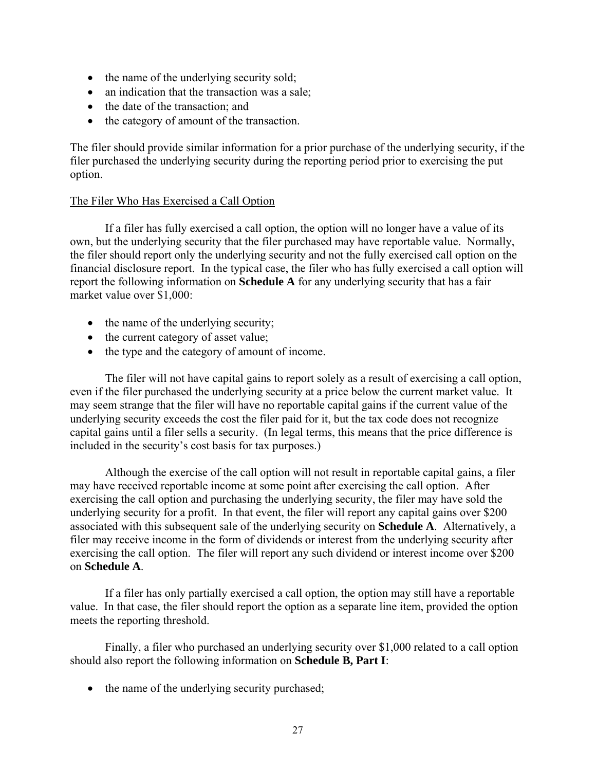- the name of the underlying security sold;
- an indication that the transaction was a sale;
- the date of the transaction; and
- the category of amount of the transaction.

The filer should provide similar information for a prior purchase of the underlying security, if the filer purchased the underlying security during the reporting period prior to exercising the put option.

The Filer Who Has Exercised a Call Option

If a filer has fully exercised a call option, the option will no longer have a value of its own, but the underlying security that the filer purchased may have reportable value. Normally, the filer should report only the underlying security and not the fully exercised call option on the financial disclosure report. In the typical case, the filer who has fully exercised a call option will report the following information on **Schedule A** for any underlying security that has a fair market value over $1,000:

- the name of the underlying security;
- the current category of asset value;
- the type and the category of amount of income.

The filer will not have capital gains to report solely as a result of exercising a call option, even if the filer purchased the underlying security at a price below the current market value. It may seem strange that the filer will have no reportable capital gains if the current value of the underlying security exceeds the cost the filer paid for it, but the tax code does not recognize capital gains until a filer sells a security. (In legal terms, this means that the price difference is included in the security's cost basis for tax purposes.)

Although the exercise of the call option will not result in reportable capital gains, a filer may have received reportable income at some point after exercising the call option. After exercising the call option and purchasing the underlying security, the filer may have sold the underlying security for a profit. In that event, the filer will report any capital gains over $200 associated with this subsequent sale of the underlying security on **Schedule A**. Alternatively, a filer may receive income in the form of dividends or interest from the underlying security after exercising the call option. The filer will report any such dividend or interest income over $200 on **Schedule A**.

If a filer has only partially exercised a call option, the option may still have a reportable value. In that case, the filer should report the option as a separate line item, provided the option meets the reporting threshold.

Finally, a filer who purchased an underlying security over $1,000 related to a call option should also report the following information on **Schedule B, Part I**:

- the name of the underlying security purchased;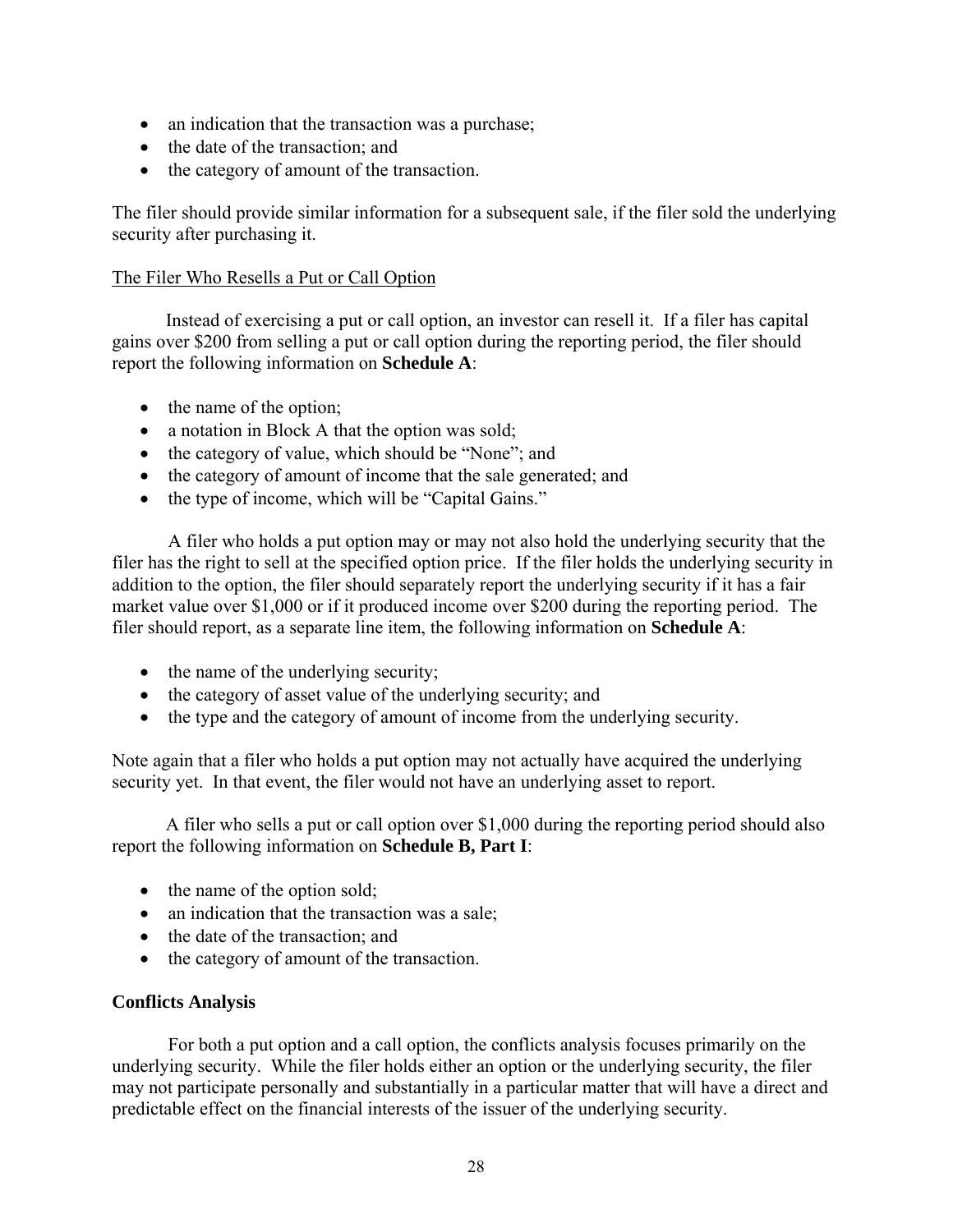- an indication that the transaction was a purchase;
- the date of the transaction; and
- the category of amount of the transaction.

The filer should provide similar information for a subsequent sale, if the filer sold the underlying security after purchasing it.

The Filer Who Resells a Put or Call Option

Instead of exercising a put or call option, an investor can resell it. If a filer has capital gains over $200 from selling a put or call option during the reporting period, the filer should report the following information on **Schedule A**:

- the name of the option;
- a notation in Block A that the option was sold;
- the category of value, which should be "None"; and
- the category of amount of income that the sale generated; and
- the type of income, which will be "Capital Gains."

A filer who holds a put option may or may not also hold the underlying security that the filer has the right to sell at the specified option price. If the filer holds the underlying security in addition to the option, the filer should separately report the underlying security if it has a fair market value over $1,000 or if it produced income over $200 during the reporting period. The filer should report, as a separate line item, the following information on **Schedule A**:

- the name of the underlying security;
- the category of asset value of the underlying security; and
- the type and the category of amount of income from the underlying security.

Note again that a filer who holds a put option may not actually have acquired the underlying security yet. In that event, the filer would not have an underlying asset to report.

A filer who sells a put or call option over $1,000 during the reporting period should also report the following information on **Schedule B, Part I**:

- the name of the option sold;
- an indication that the transaction was a sale;
- the date of the transaction; and
- the category of amount of the transaction.

**Conflicts Analysis**

For both a put option and a call option, the conflicts analysis focuses primarily on the underlying security. While the filer holds either an option or the underlying security, the filer may not participate personally and substantially in a particular matter that will have a direct and predictable effect on the financial interests of the issuer of the underlying security.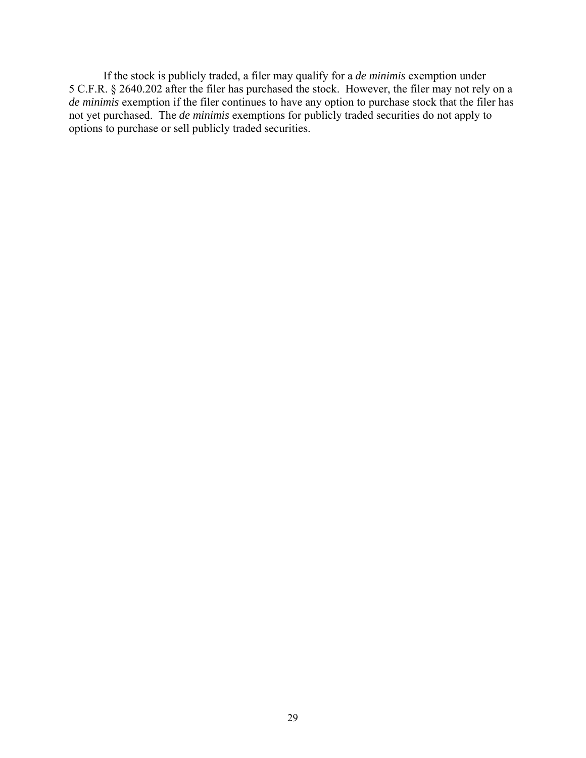If the stock is publicly traded, a filer may qualify for a *de minimis* exemption under 5 C.F.R. § 2640.202 after the filer has purchased the stock. However, the filer may not rely on a *de minimis* exemption if the filer continues to have any option to purchase stock that the filer has not yet purchased. The *de minimis* exemptions for publicly traded securities do not apply to options to purchase or sell publicly traded securities.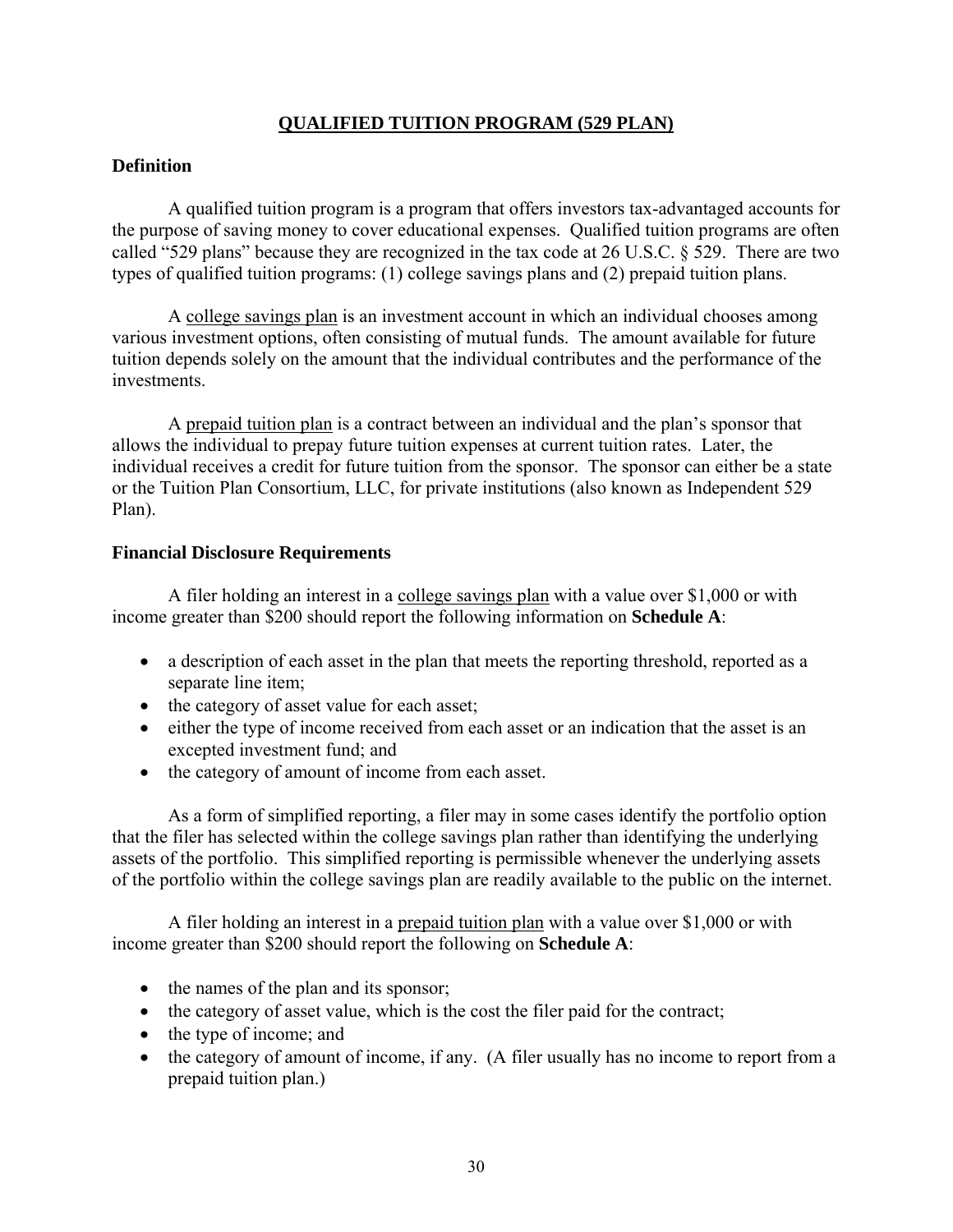# QUALIFIED TUITION PROGRAM (529 PLAN)

## Definition

A qualified tuition program is a program that offers investors tax-advantaged accounts for the purpose of saving money to cover educational expenses. Qualified tuition programs are often called "529 plans" because they are recognized in the tax code at 26 U.S.C. § 529. There are two types of qualified tuition programs: (1) college savings plans and (2) prepaid tuition plans.

A college savings plan is an investment account in which an individual chooses among various investment options, often consisting of mutual funds. The amount available for future tuition depends solely on the amount that the individual contributes and the performance of the investments.

A prepaid tuition plan is a contract between an individual and the plan's sponsor that allows the individual to prepay future tuition expenses at current tuition rates. Later, the individual receives a credit for future tuition from the sponsor. The sponsor can either be a state or the Tuition Plan Consortium, LLC, for private institutions (also known as Independent 529 Plan).

## Financial Disclosure Requirements

A filer holding an interest in a college savings plan with a value over $1,000 or with income greater than $200 should report the following information on **Schedule A**:

- a description of each asset in the plan that meets the reporting threshold, reported as a separate line item;
- the category of asset value for each asset;
- either the type of income received from each asset or an indication that the asset is an excepted investment fund; and
- the category of amount of income from each asset.

As a form of simplified reporting, a filer may in some cases identify the portfolio option that the filer has selected within the college savings plan rather than identifying the underlying assets of the portfolio. This simplified reporting is permissible whenever the underlying assets of the portfolio within the college savings plan are readily available to the public on the internet.

A filer holding an interest in a prepaid tuition plan with a value over $1,000 or with income greater than $200 should report the following on **Schedule A**:

- the names of the plan and its sponsor;
- the category of asset value, which is the cost the filer paid for the contract;
- the type of income; and
- the category of amount of income, if any. (A filer usually has no income to report from a prepaid tuition plan.)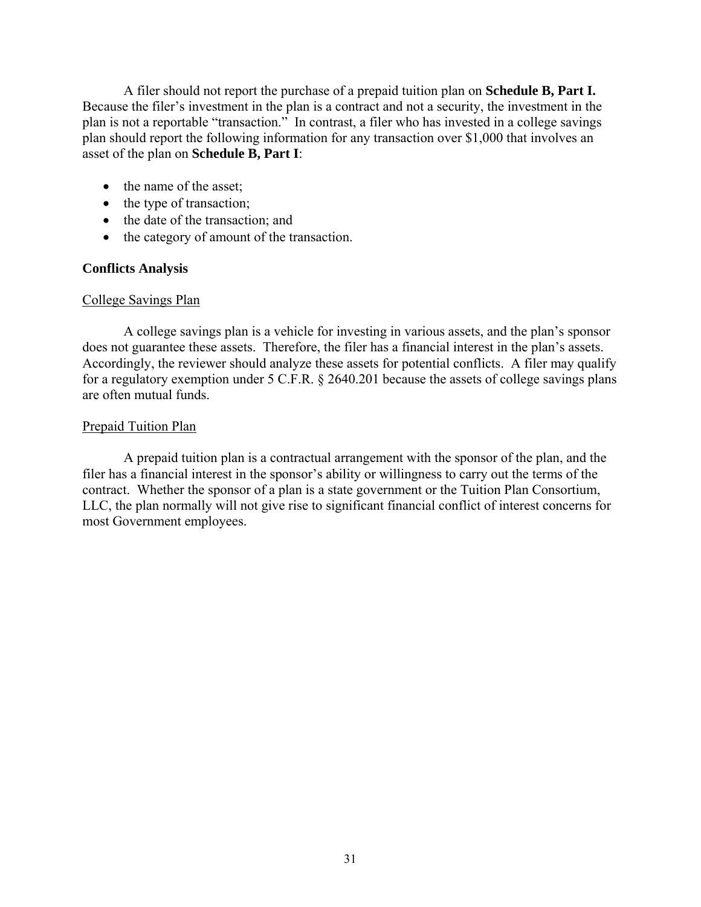A filer should not report the purchase of a prepaid tuition plan on **Schedule B, Part I.** Because the filer's investment in the plan is a contract and not a security, the investment in the plan is not a reportable "transaction." In contrast, a filer who has invested in a college savings plan should report the following information for any transaction over $1,000 that involves an asset of the plan on **Schedule B, Part I**:

- the name of the asset;
- the type of transaction;
- the date of the transaction; and
- the category of amount of the transaction.

**Conflicts Analysis**

<u>College Savings Plan</u>

A college savings plan is a vehicle for investing in various assets, and the plan's sponsor does not guarantee these assets. Therefore, the filer has a financial interest in the plan's assets. Accordingly, the reviewer should analyze these assets for potential conflicts. A filer may qualify for a regulatory exemption under 5 C.F.R. § 2640.201 because the assets of college savings plans are often mutual funds.

<u>Prepaid Tuition Plan</u>

A prepaid tuition plan is a contractual arrangement with the sponsor of the plan, and the filer has a financial interest in the sponsor's ability or willingness to carry out the terms of the contract. Whether the sponsor of a plan is a state government or the Tuition Plan Consortium, LLC, the plan normally will not give rise to significant financial conflict of interest concerns for most Government employees.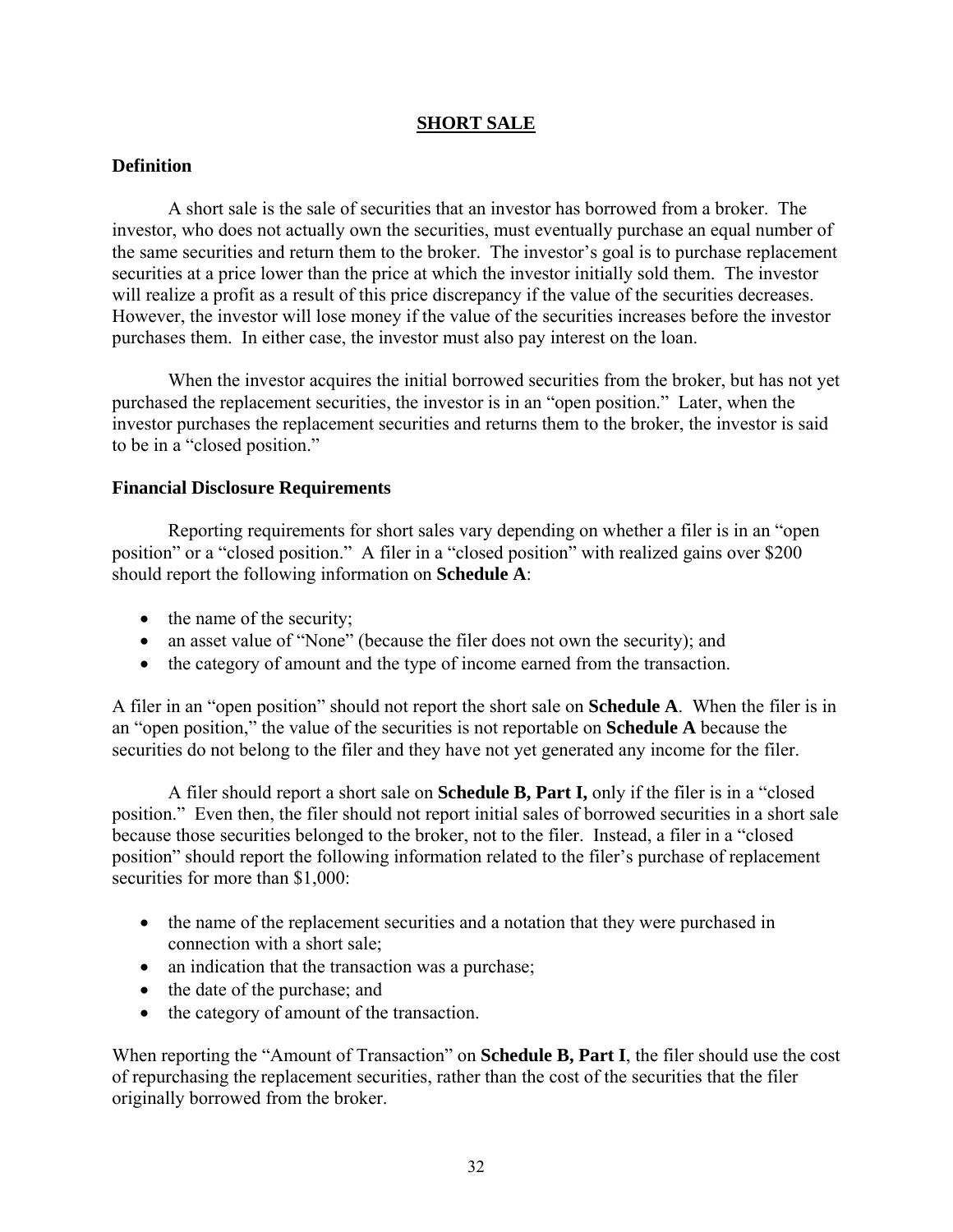# SHORT SALE

## Definition

A short sale is the sale of securities that an investor has borrowed from a broker. The investor, who does not actually own the securities, must eventually purchase an equal number of the same securities and return them to the broker. The investor's goal is to purchase replacement securities at a price lower than the price at which the investor initially sold them. The investor will realize a profit as a result of this price discrepancy if the value of the securities decreases. However, the investor will lose money if the value of the securities increases before the investor purchases them. In either case, the investor must also pay interest on the loan.

When the investor acquires the initial borrowed securities from the broker, but has not yet purchased the replacement securities, the investor is in an "open position." Later, when the investor purchases the replacement securities and returns them to the broker, the investor is said to be in a "closed position."

## Financial Disclosure Requirements

Reporting requirements for short sales vary depending on whether a filer is in an "open position" or a "closed position." A filer in a "closed position" with realized gains over $200 should report the following information on **Schedule A**:

- the name of the security;
- an asset value of "None" (because the filer does not own the security); and
- the category of amount and the type of income earned from the transaction.

A filer in an "open position" should not report the short sale on **Schedule A**. When the filer is in an "open position," the value of the securities is not reportable on **Schedule A** because the securities do not belong to the filer and they have not yet generated any income for the filer.

A filer should report a short sale on **Schedule B, Part I,** only if the filer is in a "closed position." Even then, the filer should not report initial sales of borrowed securities in a short sale because those securities belonged to the broker, not to the filer. Instead, a filer in a "closed position" should report the following information related to the filer's purchase of replacement securities for more than $1,000:

- the name of the replacement securities and a notation that they were purchased in connection with a short sale;
- an indication that the transaction was a purchase;
- the date of the purchase; and
- the category of amount of the transaction.

When reporting the "Amount of Transaction" on **Schedule B, Part I**, the filer should use the cost of repurchasing the replacement securities, rather than the cost of the securities that the filer originally borrowed from the broker.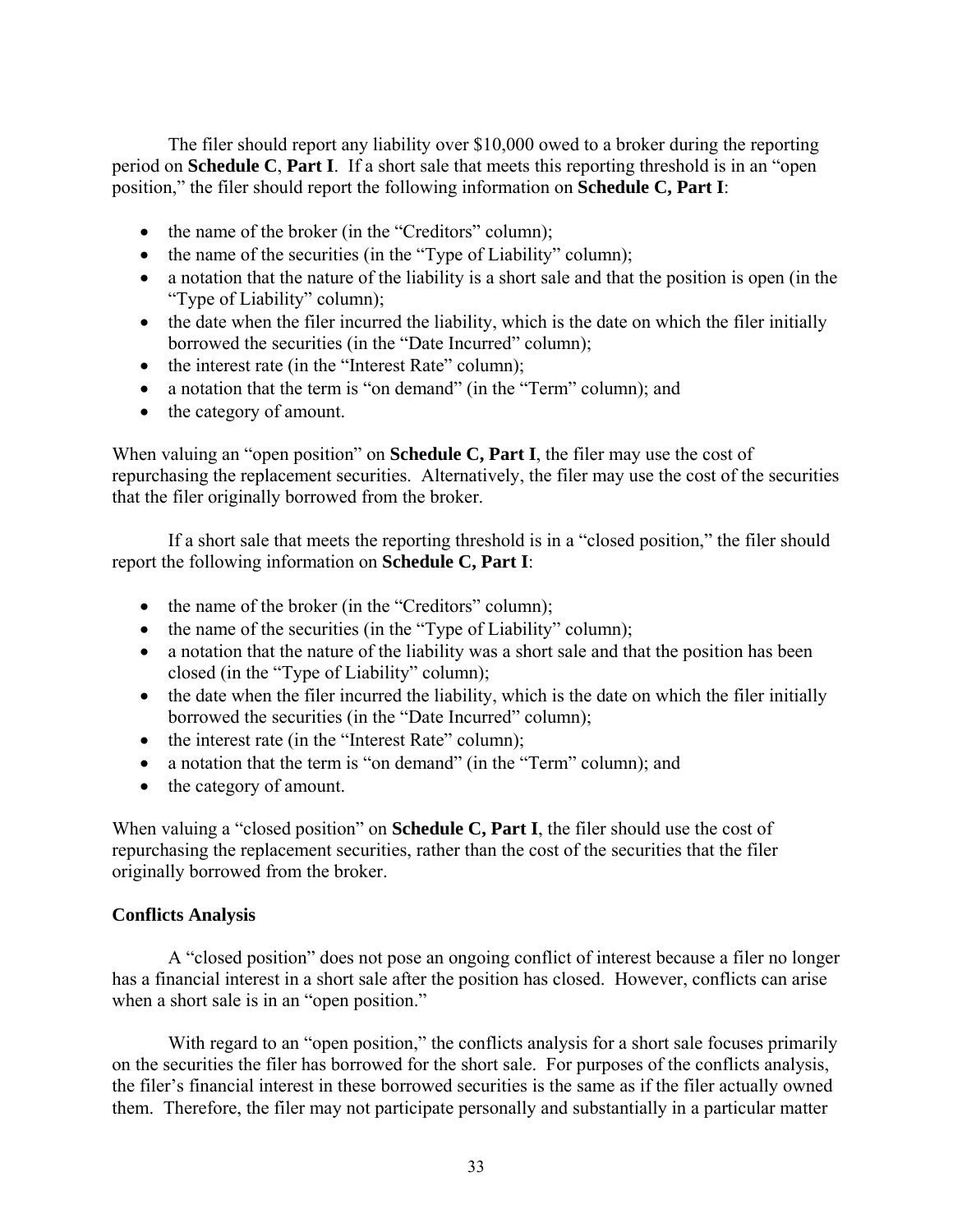The filer should report any liability over $10,000 owed to a broker during the reporting period on **Schedule C**, **Part I**. If a short sale that meets this reporting threshold is in an "open position," the filer should report the following information on **Schedule C, Part I**:

- the name of the broker (in the "Creditors" column);
- the name of the securities (in the "Type of Liability" column);
- a notation that the nature of the liability is a short sale and that the position is open (in the "Type of Liability" column);
- the date when the filer incurred the liability, which is the date on which the filer initially borrowed the securities (in the "Date Incurred" column);
- the interest rate (in the "Interest Rate" column);
- a notation that the term is "on demand" (in the "Term" column); and
- the category of amount.

When valuing an "open position" on **Schedule C, Part I**, the filer may use the cost of repurchasing the replacement securities. Alternatively, the filer may use the cost of the securities that the filer originally borrowed from the broker.

If a short sale that meets the reporting threshold is in a "closed position," the filer should report the following information on **Schedule C, Part I**:

- the name of the broker (in the "Creditors" column);
- the name of the securities (in the "Type of Liability" column);
- a notation that the nature of the liability was a short sale and that the position has been closed (in the "Type of Liability" column);
- the date when the filer incurred the liability, which is the date on which the filer initially borrowed the securities (in the "Date Incurred" column);
- the interest rate (in the "Interest Rate" column);
- a notation that the term is "on demand" (in the "Term" column); and
- the category of amount.

When valuing a "closed position" on **Schedule C, Part I**, the filer should use the cost of repurchasing the replacement securities, rather than the cost of the securities that the filer originally borrowed from the broker.

**Conflicts Analysis**

A "closed position" does not pose an ongoing conflict of interest because a filer no longer has a financial interest in a short sale after the position has closed. However, conflicts can arise when a short sale is in an "open position."

With regard to an "open position," the conflicts analysis for a short sale focuses primarily on the securities the filer has borrowed for the short sale. For purposes of the conflicts analysis, the filer's financial interest in these borrowed securities is the same as if the filer actually owned them. Therefore, the filer may not participate personally and substantially in a particular matter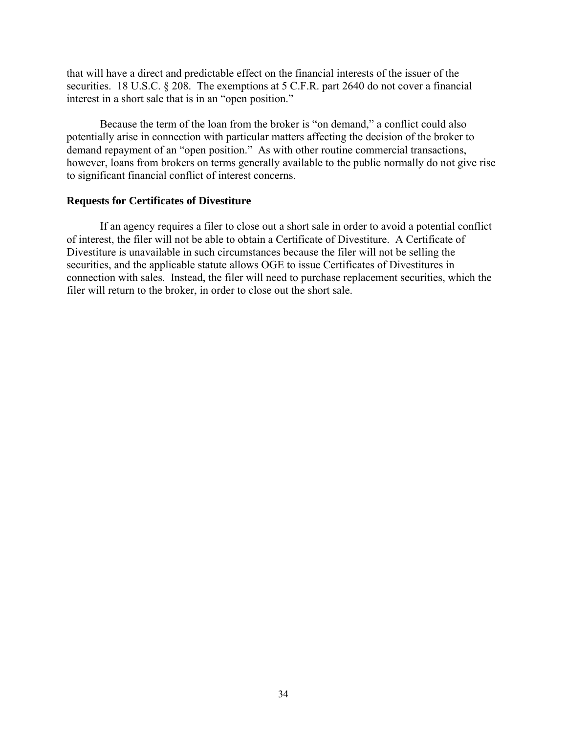that will have a direct and predictable effect on the financial interests of the issuer of the securities. 18 U.S.C. § 208. The exemptions at 5 C.F.R. part 2640 do not cover a financial interest in a short sale that is in an "open position."

Because the term of the loan from the broker is "on demand," a conflict could also potentially arise in connection with particular matters affecting the decision of the broker to demand repayment of an "open position." As with other routine commercial transactions, however, loans from brokers on terms generally available to the public normally do not give rise to significant financial conflict of interest concerns.

**Requests for Certificates of Divestiture**

If an agency requires a filer to close out a short sale in order to avoid a potential conflict of interest, the filer will not be able to obtain a Certificate of Divestiture. A Certificate of Divestiture is unavailable in such circumstances because the filer will not be selling the securities, and the applicable statute allows OGE to issue Certificates of Divestitures in connection with sales. Instead, the filer will need to purchase replacement securities, which the filer will return to the broker, in order to close out the short sale.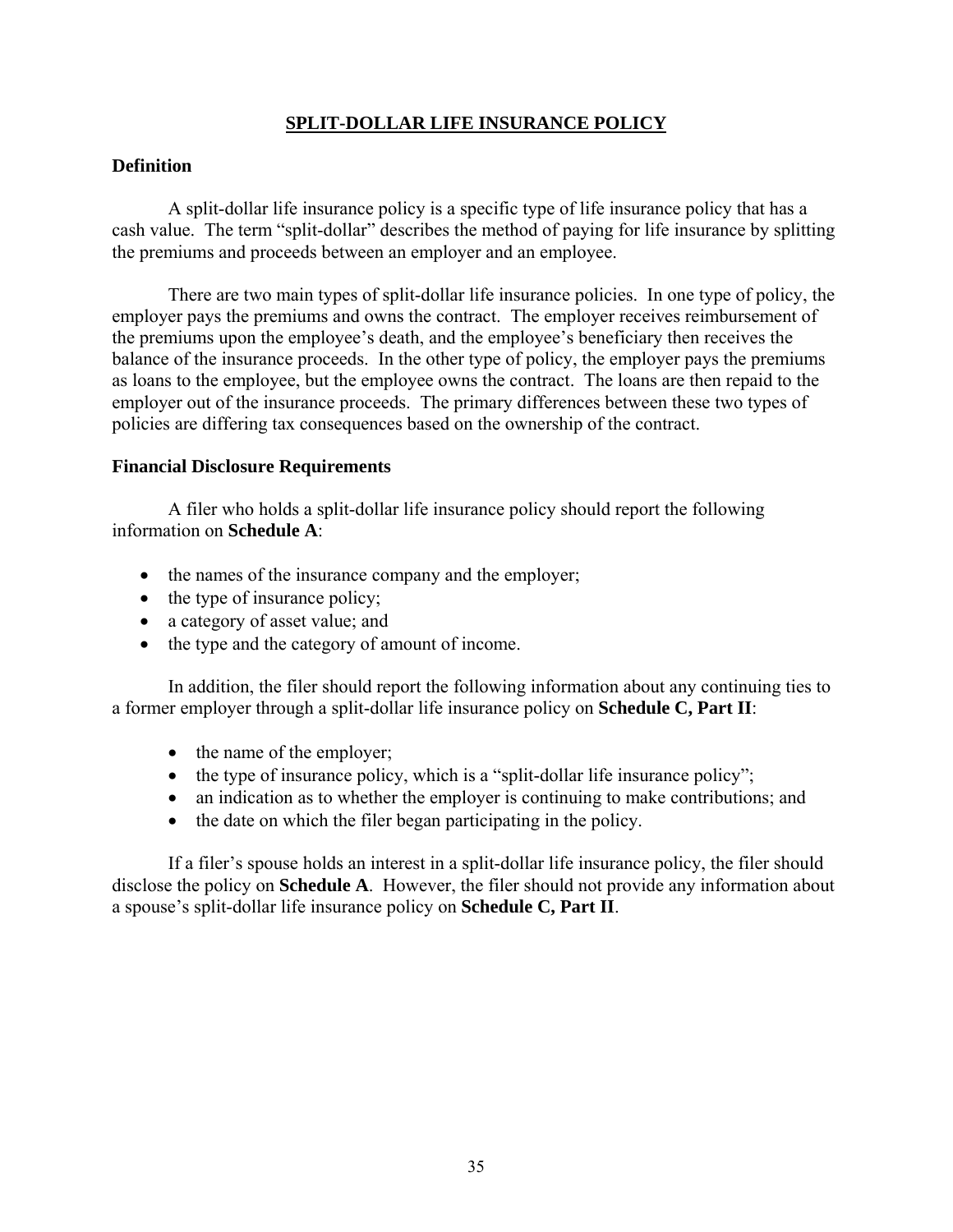# SPLIT-DOLLAR LIFE INSURANCE POLICY

## Definition

A split-dollar life insurance policy is a specific type of life insurance policy that has a cash value. The term "split-dollar" describes the method of paying for life insurance by splitting the premiums and proceeds between an employer and an employee.

There are two main types of split-dollar life insurance policies. In one type of policy, the employer pays the premiums and owns the contract. The employer receives reimbursement of the premiums upon the employee's death, and the employee's beneficiary then receives the balance of the insurance proceeds. In the other type of policy, the employer pays the premiums as loans to the employee, but the employee owns the contract. The loans are then repaid to the employer out of the insurance proceeds. The primary differences between these two types of policies are differing tax consequences based on the ownership of the contract.

## Financial Disclosure Requirements

A filer who holds a split-dollar life insurance policy should report the following information on **Schedule A**:

- the names of the insurance company and the employer;
- the type of insurance policy;
- a category of asset value; and
- the type and the category of amount of income.

In addition, the filer should report the following information about any continuing ties to a former employer through a split-dollar life insurance policy on **Schedule C, Part II**:

- the name of the employer;
- the type of insurance policy, which is a "split-dollar life insurance policy";
- an indication as to whether the employer is continuing to make contributions; and
- the date on which the filer began participating in the policy.

If a filer's spouse holds an interest in a split-dollar life insurance policy, the filer should disclose the policy on **Schedule A**. However, the filer should not provide any information about a spouse's split-dollar life insurance policy on **Schedule C, Part II**.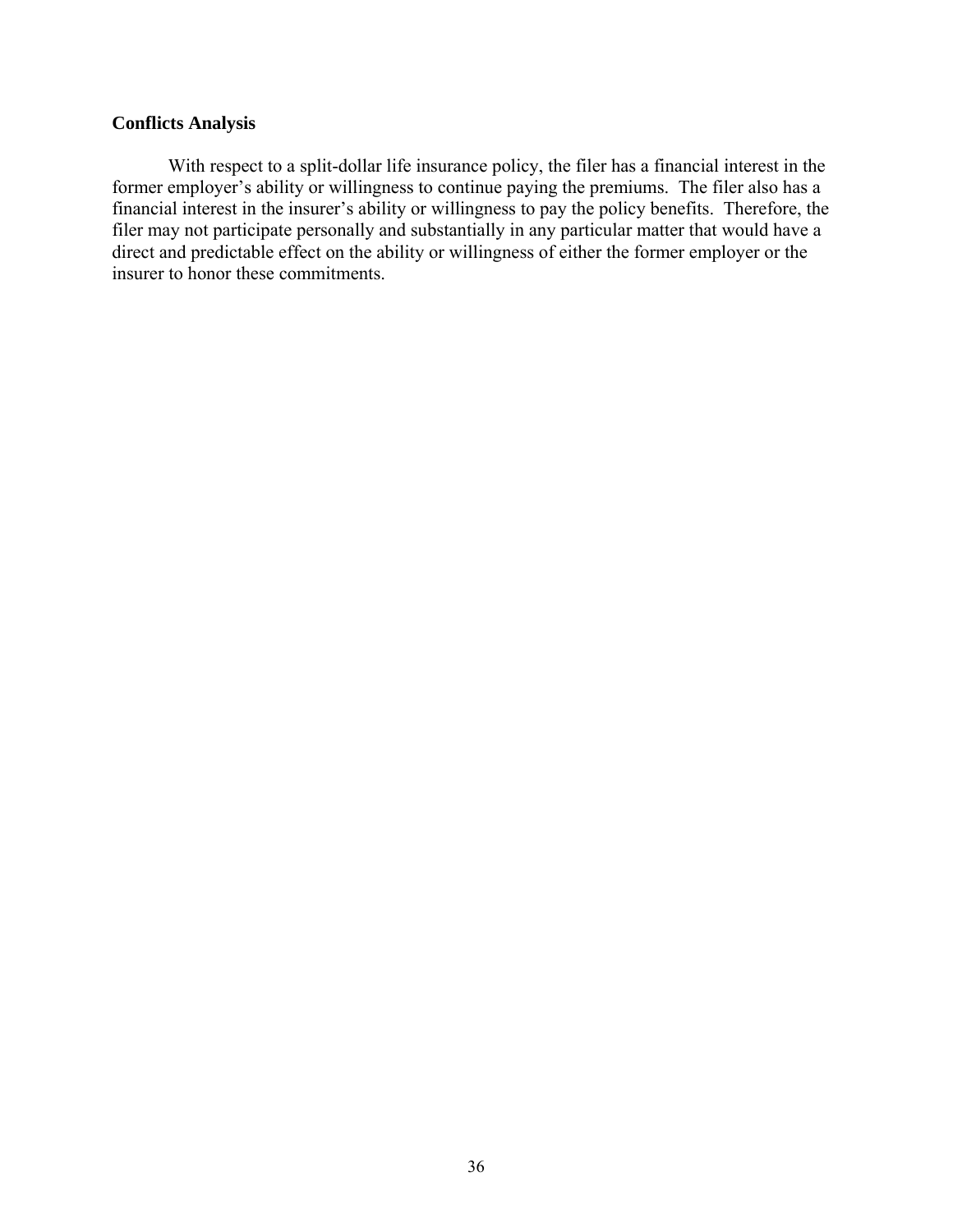**Conflicts Analysis**

With respect to a split-dollar life insurance policy, the filer has a financial interest in the former employer's ability or willingness to continue paying the premiums. The filer also has a financial interest in the insurer's ability or willingness to pay the policy benefits. Therefore, the filer may not participate personally and substantially in any particular matter that would have a direct and predictable effect on the ability or willingness of either the former employer or the insurer to honor these commitments.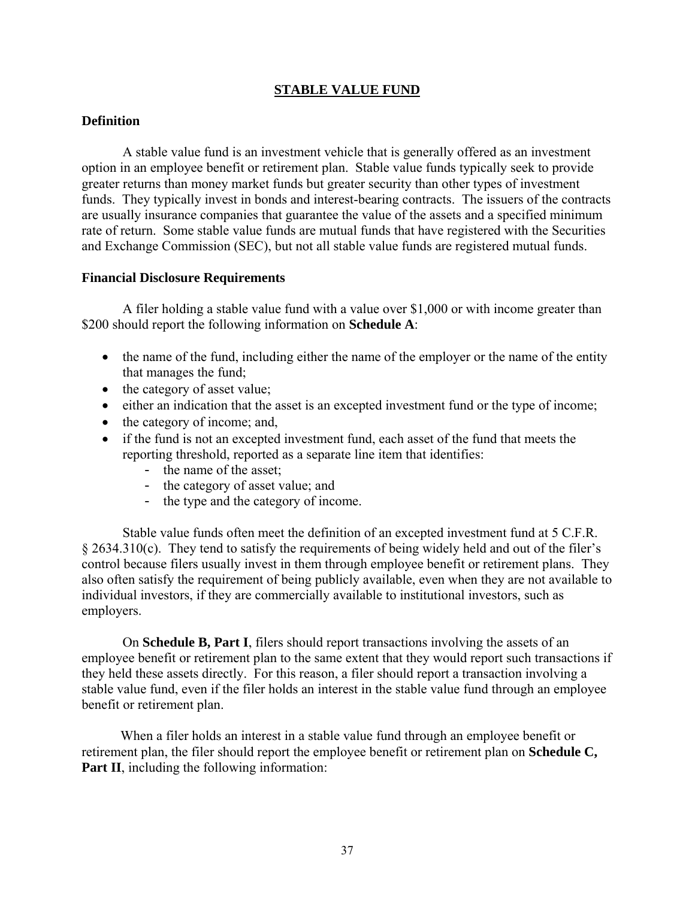## STABLE VALUE FUND

### Definition

A stable value fund is an investment vehicle that is generally offered as an investment option in an employee benefit or retirement plan. Stable value funds typically seek to provide greater returns than money market funds but greater security than other types of investment funds. They typically invest in bonds and interest-bearing contracts. The issuers of the contracts are usually insurance companies that guarantee the value of the assets and a specified minimum rate of return. Some stable value funds are mutual funds that have registered with the Securities and Exchange Commission (SEC), but not all stable value funds are registered mutual funds.

### Financial Disclosure Requirements

A filer holding a stable value fund with a value over $1,000 or with income greater than $200 should report the following information on **Schedule A**:

- the name of the fund, including either the name of the employer or the name of the entity that manages the fund;
- the category of asset value;
- either an indication that the asset is an excepted investment fund or the type of income;
- the category of income; and,
- if the fund is not an excepted investment fund, each asset of the fund that meets the reporting threshold, reported as a separate line item that identifies:
  - the name of the asset;
  - the category of asset value; and
  - the type and the category of income.

Stable value funds often meet the definition of an excepted investment fund at 5 C.F.R. § 2634.310(c). They tend to satisfy the requirements of being widely held and out of the filer's control because filers usually invest in them through employee benefit or retirement plans. They also often satisfy the requirement of being publicly available, even when they are not available to individual investors, if they are commercially available to institutional investors, such as employers.

On **Schedule B, Part I**, filers should report transactions involving the assets of an employee benefit or retirement plan to the same extent that they would report such transactions if they held these assets directly. For this reason, a filer should report a transaction involving a stable value fund, even if the filer holds an interest in the stable value fund through an employee benefit or retirement plan.

When a filer holds an interest in a stable value fund through an employee benefit or retirement plan, the filer should report the employee benefit or retirement plan on **Schedule C, Part II**, including the following information: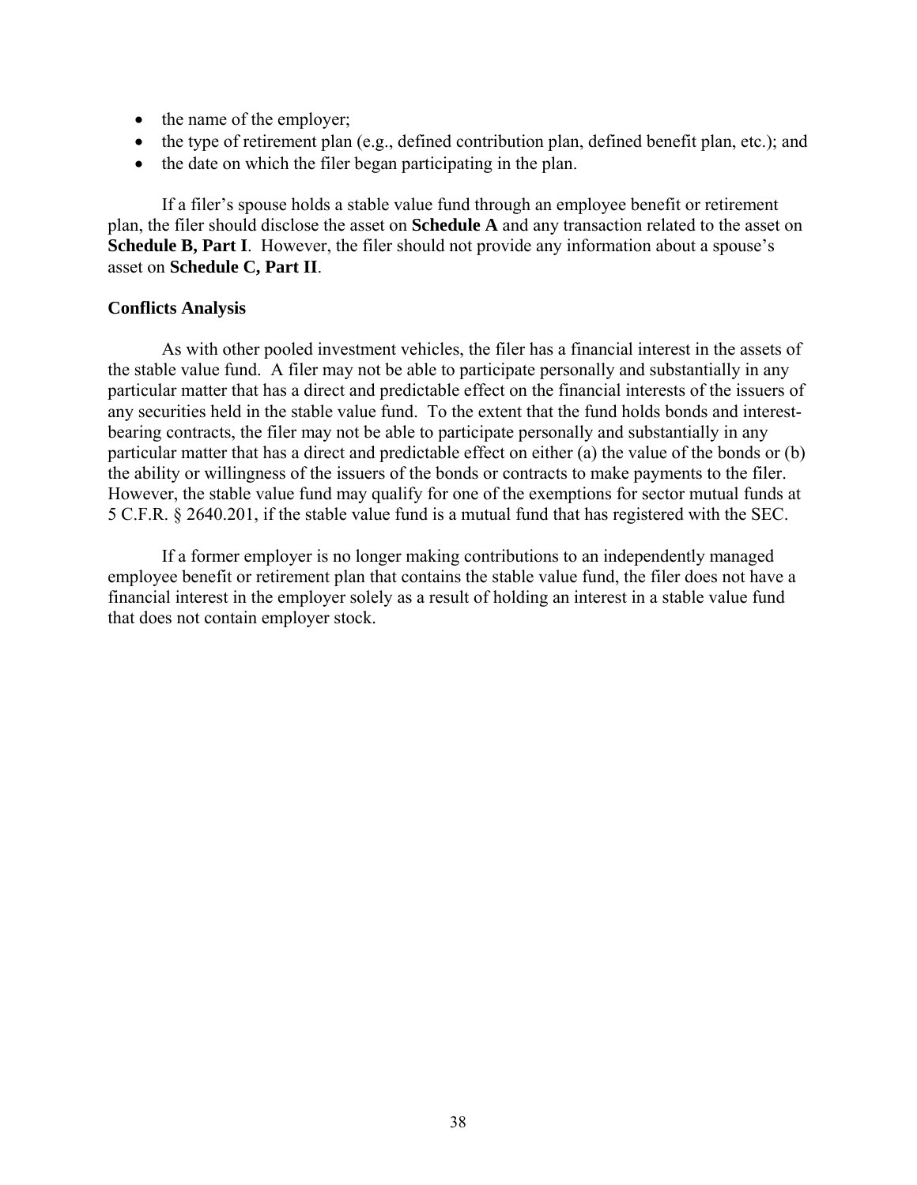- the name of the employer;
- the type of retirement plan (e.g., defined contribution plan, defined benefit plan, etc.); and
- the date on which the filer began participating in the plan.

If a filer's spouse holds a stable value fund through an employee benefit or retirement plan, the filer should disclose the asset on **Schedule A** and any transaction related to the asset on **Schedule B, Part I**. However, the filer should not provide any information about a spouse's asset on **Schedule C, Part II**.

**Conflicts Analysis**

As with other pooled investment vehicles, the filer has a financial interest in the assets of the stable value fund. A filer may not be able to participate personally and substantially in any particular matter that has a direct and predictable effect on the financial interests of the issuers of any securities held in the stable value fund. To the extent that the fund holds bonds and interest-bearing contracts, the filer may not be able to participate personally and substantially in any particular matter that has a direct and predictable effect on either (a) the value of the bonds or (b) the ability or willingness of the issuers of the bonds or contracts to make payments to the filer. However, the stable value fund may qualify for one of the exemptions for sector mutual funds at 5 C.F.R. § 2640.201, if the stable value fund is a mutual fund that has registered with the SEC.

If a former employer is no longer making contributions to an independently managed employee benefit or retirement plan that contains the stable value fund, the filer does not have a financial interest in the employer solely as a result of holding an interest in a stable value fund that does not contain employer stock.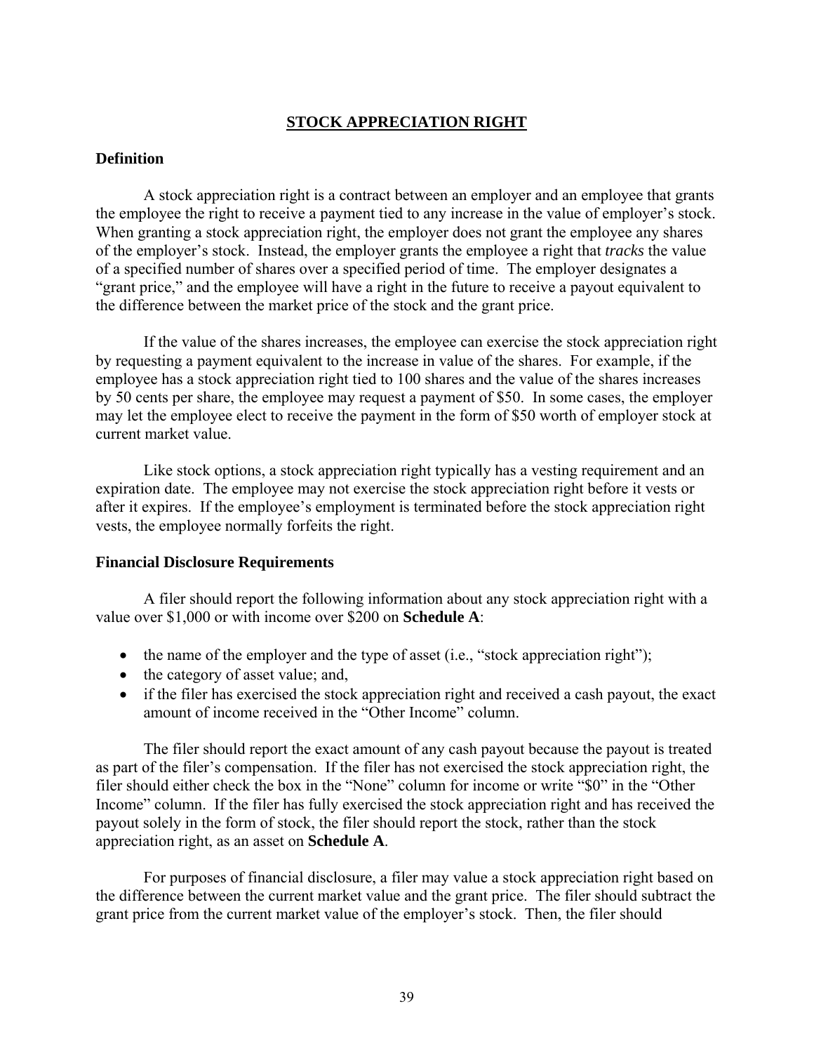## STOCK APPRECIATION RIGHT

### Definition

A stock appreciation right is a contract between an employer and an employee that grants the employee the right to receive a payment tied to any increase in the value of employer's stock. When granting a stock appreciation right, the employer does not grant the employee any shares of the employer's stock. Instead, the employer grants the employee a right that *tracks* the value of a specified number of shares over a specified period of time. The employer designates a "grant price," and the employee will have a right in the future to receive a payout equivalent to the difference between the market price of the stock and the grant price.

If the value of the shares increases, the employee can exercise the stock appreciation right by requesting a payment equivalent to the increase in value of the shares. For example, if the employee has a stock appreciation right tied to 100 shares and the value of the shares increases by 50 cents per share, the employee may request a payment of $50. In some cases, the employer may let the employee elect to receive the payment in the form of $50 worth of employer stock at current market value.

Like stock options, a stock appreciation right typically has a vesting requirement and an expiration date. The employee may not exercise the stock appreciation right before it vests or after it expires. If the employee's employment is terminated before the stock appreciation right vests, the employee normally forfeits the right.

### Financial Disclosure Requirements

A filer should report the following information about any stock appreciation right with a value over $1,000 or with income over $200 on **Schedule A**:

- the name of the employer and the type of asset (i.e., "stock appreciation right");
- the category of asset value; and,
- if the filer has exercised the stock appreciation right and received a cash payout, the exact amount of income received in the "Other Income" column.

The filer should report the exact amount of any cash payout because the payout is treated as part of the filer's compensation. If the filer has not exercised the stock appreciation right, the filer should either check the box in the "None" column for income or write "$0" in the "Other Income" column. If the filer has fully exercised the stock appreciation right and has received the payout solely in the form of stock, the filer should report the stock, rather than the stock appreciation right, as an asset on **Schedule A**.

For purposes of financial disclosure, a filer may value a stock appreciation right based on the difference between the current market value and the grant price. The filer should subtract the grant price from the current market value of the employer's stock. Then, the filer should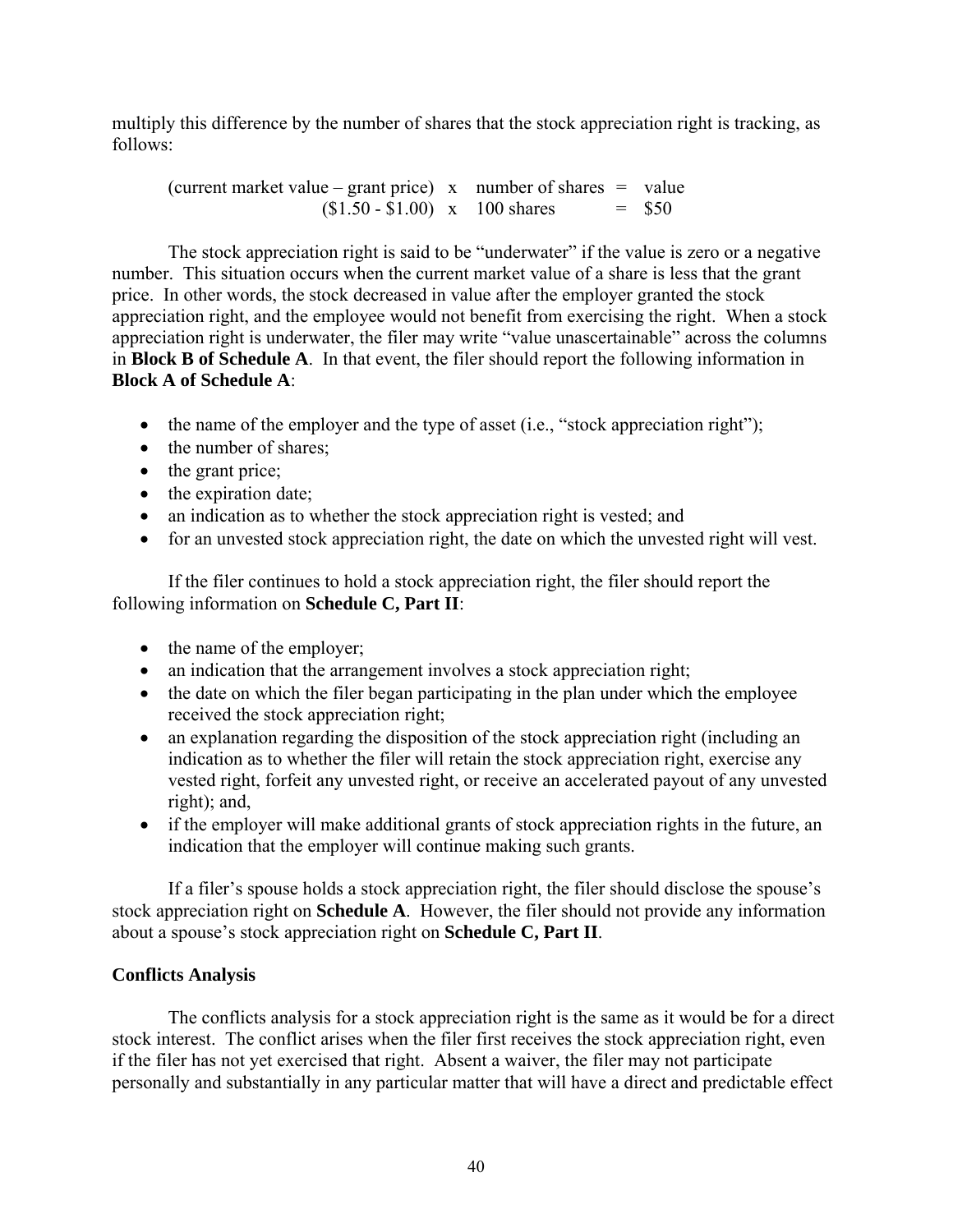multiply this difference by the number of shares that the stock appreciation right is tracking, as follows:

(current market value – grant price) x number of shares = value
($1.50 - $1.00) x 100 shares = $50

The stock appreciation right is said to be "underwater" if the value is zero or a negative number. This situation occurs when the current market value of a share is less that the grant price. In other words, the stock decreased in value after the employer granted the stock appreciation right, and the employee would not benefit from exercising the right. When a stock appreciation right is underwater, the filer may write "value unascertainable" across the columns in **Block B of Schedule A**. In that event, the filer should report the following information in **Block A of Schedule A**:

- the name of the employer and the type of asset (i.e., "stock appreciation right");
- the number of shares;
- the grant price;
- the expiration date;
- an indication as to whether the stock appreciation right is vested; and
- for an unvested stock appreciation right, the date on which the unvested right will vest.

If the filer continues to hold a stock appreciation right, the filer should report the following information on **Schedule C, Part II**:

- the name of the employer;
- an indication that the arrangement involves a stock appreciation right;
- the date on which the filer began participating in the plan under which the employee received the stock appreciation right;
- an explanation regarding the disposition of the stock appreciation right (including an indication as to whether the filer will retain the stock appreciation right, exercise any vested right, forfeit any unvested right, or receive an accelerated payout of any unvested right); and,
- if the employer will make additional grants of stock appreciation rights in the future, an indication that the employer will continue making such grants.

If a filer's spouse holds a stock appreciation right, the filer should disclose the spouse's stock appreciation right on **Schedule A**. However, the filer should not provide any information about a spouse's stock appreciation right on **Schedule C, Part II**.

**Conflicts Analysis**

The conflicts analysis for a stock appreciation right is the same as it would be for a direct stock interest. The conflict arises when the filer first receives the stock appreciation right, even if the filer has not yet exercised that right. Absent a waiver, the filer may not participate personally and substantially in any particular matter that will have a direct and predictable effect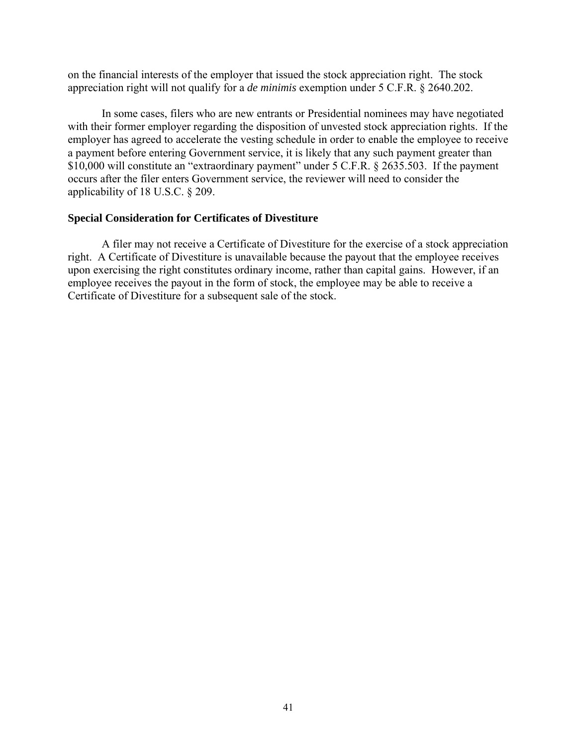on the financial interests of the employer that issued the stock appreciation right. The stock appreciation right will not qualify for a *de minimis* exemption under 5 C.F.R. § 2640.202.

In some cases, filers who are new entrants or Presidential nominees may have negotiated with their former employer regarding the disposition of unvested stock appreciation rights. If the employer has agreed to accelerate the vesting schedule in order to enable the employee to receive a payment before entering Government service, it is likely that any such payment greater than $10,000 will constitute an "extraordinary payment" under 5 C.F.R. § 2635.503. If the payment occurs after the filer enters Government service, the reviewer will need to consider the applicability of 18 U.S.C. § 209.

**Special Consideration for Certificates of Divestiture**

A filer may not receive a Certificate of Divestiture for the exercise of a stock appreciation right. A Certificate of Divestiture is unavailable because the payout that the employee receives upon exercising the right constitutes ordinary income, rather than capital gains. However, if an employee receives the payout in the form of stock, the employee may be able to receive a Certificate of Divestiture for a subsequent sale of the stock.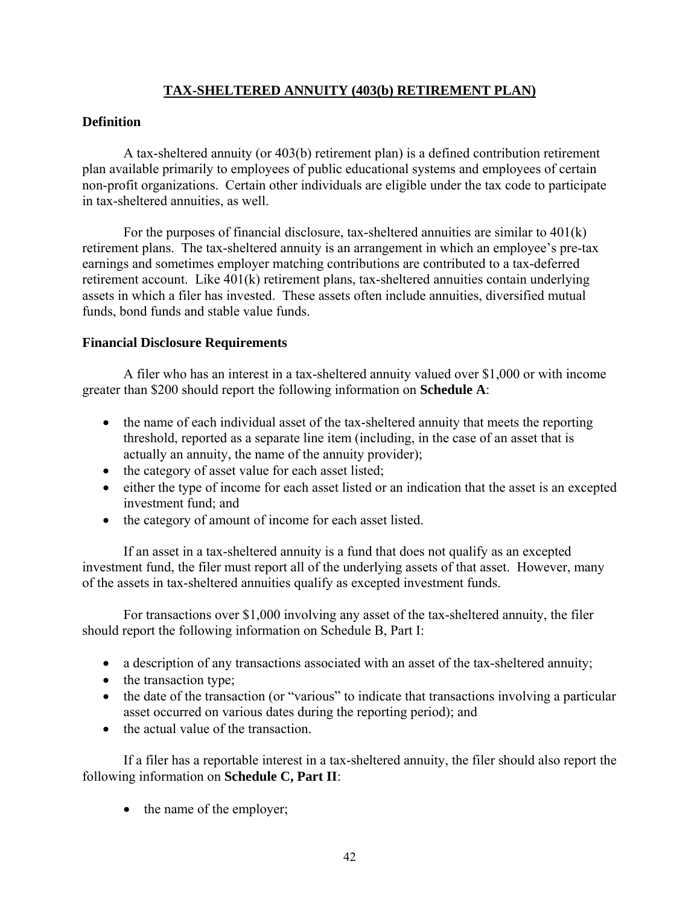## TAX-SHELTERED ANNUITY (403(b) RETIREMENT PLAN)

### Definition

A tax-sheltered annuity (or 403(b) retirement plan) is a defined contribution retirement plan available primarily to employees of public educational systems and employees of certain non-profit organizations. Certain other individuals are eligible under the tax code to participate in tax-sheltered annuities, as well.

For the purposes of financial disclosure, tax-sheltered annuities are similar to 401(k) retirement plans. The tax-sheltered annuity is an arrangement in which an employee's pre-tax earnings and sometimes employer matching contributions are contributed to a tax-deferred retirement account. Like 401(k) retirement plans, tax-sheltered annuities contain underlying assets in which a filer has invested. These assets often include annuities, diversified mutual funds, bond funds and stable value funds.

### Financial Disclosure Requirements

A filer who has an interest in a tax-sheltered annuity valued over $1,000 or with income greater than $200 should report the following information on **Schedule A**:

- the name of each individual asset of the tax-sheltered annuity that meets the reporting threshold, reported as a separate line item (including, in the case of an asset that is actually an annuity, the name of the annuity provider);
- the category of asset value for each asset listed;
- either the type of income for each asset listed or an indication that the asset is an excepted investment fund; and
- the category of amount of income for each asset listed.

If an asset in a tax-sheltered annuity is a fund that does not qualify as an excepted investment fund, the filer must report all of the underlying assets of that asset. However, many of the assets in tax-sheltered annuities qualify as excepted investment funds.

For transactions over $1,000 involving any asset of the tax-sheltered annuity, the filer should report the following information on Schedule B, Part I:

- a description of any transactions associated with an asset of the tax-sheltered annuity;
- the transaction type;
- the date of the transaction (or "various" to indicate that transactions involving a particular asset occurred on various dates during the reporting period); and
- the actual value of the transaction.

If a filer has a reportable interest in a tax-sheltered annuity, the filer should also report the following information on **Schedule C, Part II**:

- the name of the employer;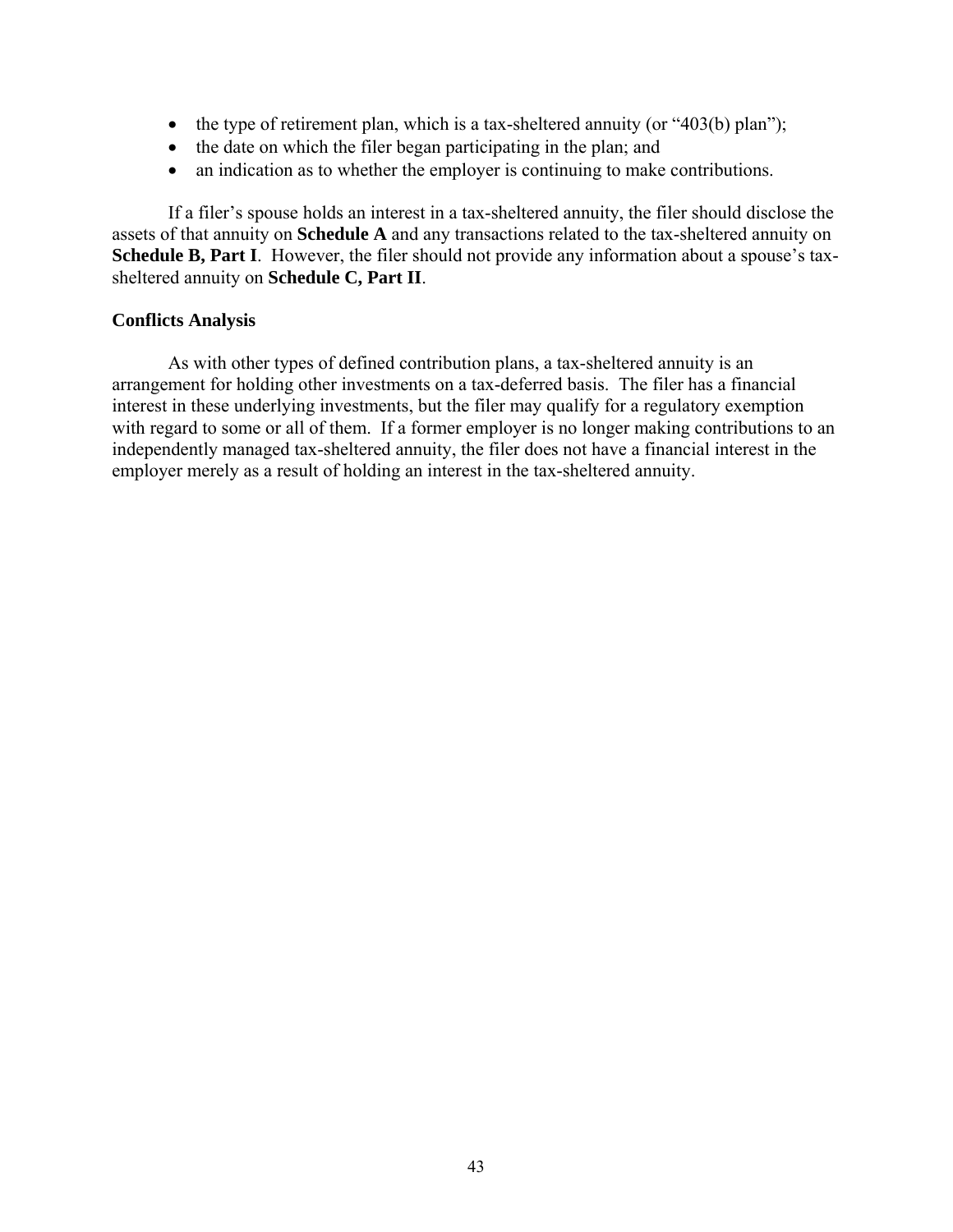- the type of retirement plan, which is a tax-sheltered annuity (or "403(b) plan");
- the date on which the filer began participating in the plan; and
- an indication as to whether the employer is continuing to make contributions.

If a filer's spouse holds an interest in a tax-sheltered annuity, the filer should disclose the assets of that annuity on **Schedule A** and any transactions related to the tax-sheltered annuity on **Schedule B, Part I**. However, the filer should not provide any information about a spouse's tax-sheltered annuity on **Schedule C, Part II**.

### Conflicts Analysis

As with other types of defined contribution plans, a tax-sheltered annuity is an arrangement for holding other investments on a tax-deferred basis. The filer has a financial interest in these underlying investments, but the filer may qualify for a regulatory exemption with regard to some or all of them. If a former employer is no longer making contributions to an independently managed tax-sheltered annuity, the filer does not have a financial interest in the employer merely as a result of holding an interest in the tax-sheltered annuity.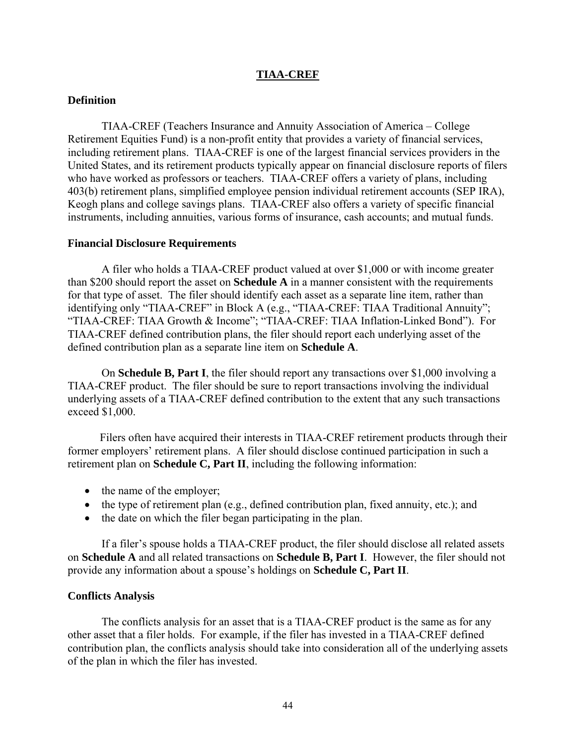# TIAA-CREF

## Definition

TIAA-CREF (Teachers Insurance and Annuity Association of America – College Retirement Equities Fund) is a non-profit entity that provides a variety of financial services, including retirement plans. TIAA-CREF is one of the largest financial services providers in the United States, and its retirement products typically appear on financial disclosure reports of filers who have worked as professors or teachers. TIAA-CREF offers a variety of plans, including 403(b) retirement plans, simplified employee pension individual retirement accounts (SEP IRA), Keogh plans and college savings plans. TIAA-CREF also offers a variety of specific financial instruments, including annuities, various forms of insurance, cash accounts; and mutual funds.

## Financial Disclosure Requirements

A filer who holds a TIAA-CREF product valued at over $1,000 or with income greater than $200 should report the asset on **Schedule A** in a manner consistent with the requirements for that type of asset. The filer should identify each asset as a separate line item, rather than identifying only "TIAA-CREF" in Block A (e.g., "TIAA-CREF: TIAA Traditional Annuity"; "TIAA-CREF: TIAA Growth & Income"; "TIAA-CREF: TIAA Inflation-Linked Bond"). For TIAA-CREF defined contribution plans, the filer should report each underlying asset of the defined contribution plan as a separate line item on **Schedule A**.

On **Schedule B, Part I**, the filer should report any transactions over $1,000 involving a TIAA-CREF product. The filer should be sure to report transactions involving the individual underlying assets of a TIAA-CREF defined contribution to the extent that any such transactions exceed $1,000.

Filers often have acquired their interests in TIAA-CREF retirement products through their former employers' retirement plans. A filer should disclose continued participation in such a retirement plan on **Schedule C, Part II**, including the following information:

- the name of the employer;
- the type of retirement plan (e.g., defined contribution plan, fixed annuity, etc.); and
- the date on which the filer began participating in the plan.

If a filer's spouse holds a TIAA-CREF product, the filer should disclose all related assets on **Schedule A** and all related transactions on **Schedule B, Part I**. However, the filer should not provide any information about a spouse's holdings on **Schedule C, Part II**.

## Conflicts Analysis

The conflicts analysis for an asset that is a TIAA-CREF product is the same as for any other asset that a filer holds. For example, if the filer has invested in a TIAA-CREF defined contribution plan, the conflicts analysis should take into consideration all of the underlying assets of the plan in which the filer has invested.